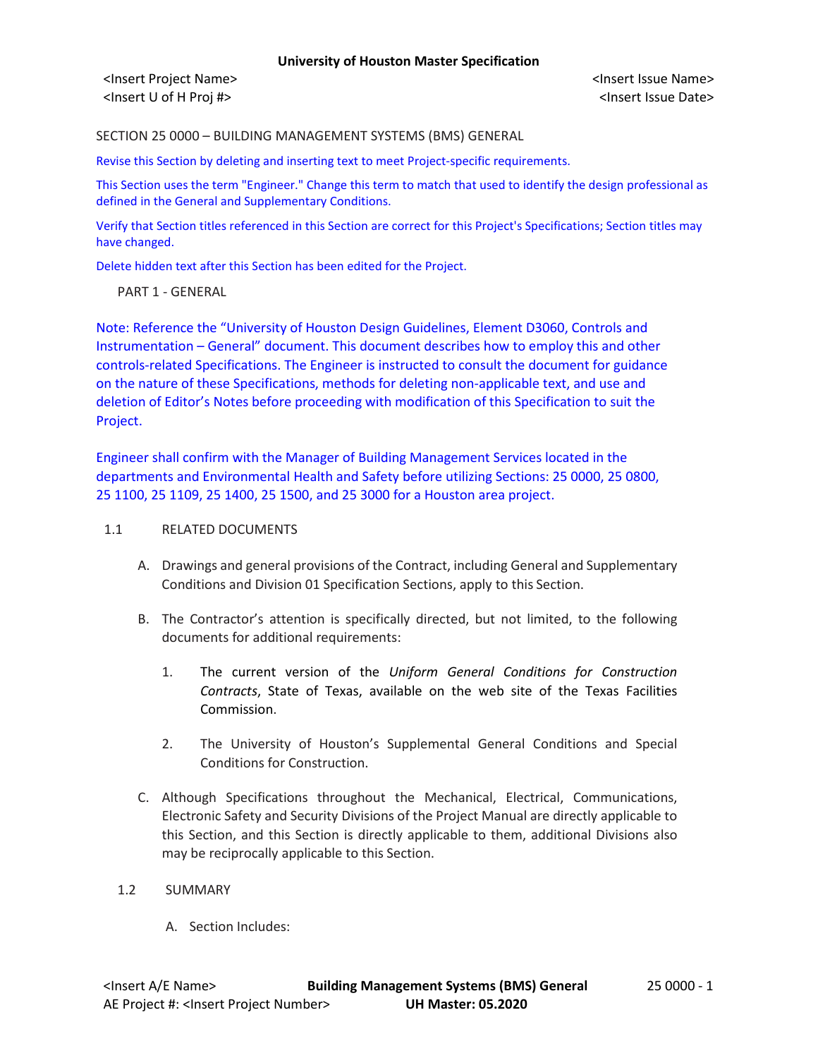**University of Holston Master Specification**

<Insert Project Name>
<Insert U of H Proj #>

<Insert Issue Name>
<Insert Issue Date>

# SECTION 25 0000 – BUILDING MANAGEMENT SYSTEMS (BMS) GENERAL

Revise this Section by deleting and inserting text to meet Project-specific requirements.

This Section uses the term "Engineer." Change this term to match that used to identify the design professional as defined in the General and Supplementary Conditions.

Verify that Section titles referenced in this Section are correct for this Project's Specifications; Section titles may have changed.

Delete hidden text after this Section has been edited for the Project.

## PART 1 - GENERAL

Note: Reference the "University of Houston Design Guidelines, Element D3060, Controls and Instrumentation – General" document. This document describes how to employ this and other controls-related Specifications. The Engineer is instructed to consult the document for guidance on the nature of these Specifications, methods for deleting non-applicable text, and use and deletion of Editor's Notes before proceeding with modification of this Specification to suit the Project.

Engineer shall confirm with the Manager of Building Management Services located in the departments and Environmental Health and Safety before utilizing Sections: 25 0000, 25 0800, 25 1100, 25 1109, 25 1400, 25 1500, and 25 3000 for a Houston area project.

### 1.1 RELATED DOCUMENTS

A. Drawings and general provisions of the Contract, including General and Supplementary Conditions and Division 01 Specification Sections, apply to this Section.

B. The Contractor's attention is specifically directed, but not limited, to the following documents for additional requirements:

1. The current version of the *Uniform General Conditions for Construction Contracts*, State of Texas, available on the web site of the Texas Facilities Commission.

2. The University of Houston's Supplemental General Conditions and Special Conditions for Construction.

C. Although Specifications throughout the Mechanical, Electrical, Communications, Electronic Safety and Security Divisions of the Project Manual are directly applicable to this Section, and this Section is directly applicable to them, additional Divisions also may be reciprocally applicable to this Section.

### 1.2 SUMMARY

A. Section Includes: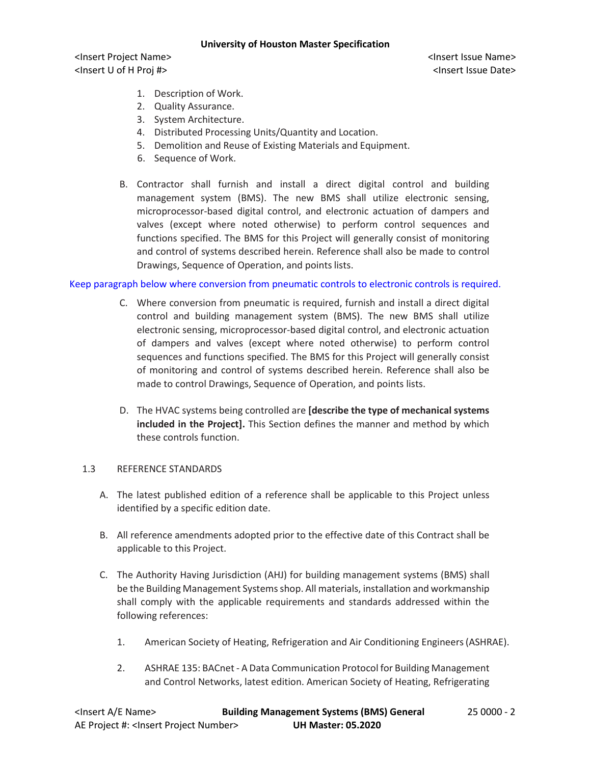1. Description of Work.
2. Quality Assurance.
3. System Architecture.
4. Distributed Processing Units/Quantity and Location.
5. Demolition and Reuse of Existing Materials and Equipment.
6. Sequence of Work.

B. Contractor shall furnish and install a direct digital control and building management system (BMS). The new BMS shall utilize electronic sensing, microprocessor-based digital control, and electronic actuation of dampers and valves (except where noted otherwise) to perform control sequences and functions specified. The BMS for this Project will generally consist of monitoring and control of systems described herein. Reference shall also be made to control Drawings, Sequence of Operation, and points lists.

Keep paragraph below where conversion from pneumatic controls to electronic controls is required.

C. Where conversion from pneumatic is required, furnish and install a direct digital control and building management system (BMS). The new BMS shall utilize electronic sensing, microprocessor-based digital control, and electronic actuation of dampers and valves (except where noted otherwise) to perform control sequences and functions specified. The BMS for this Project will generally consist of monitoring and control of systems described herein. Reference shall also be made to control Drawings, Sequence of Operation, and points lists.

D. The HVAC systems being controlled are **[describe the type of mechanical systems included in the Project].** This Section defines the manner and method by which these controls function.

1.3 REFERENCE STANDARDS

A. The latest published edition of a reference shall be applicable to this Project unless identified by a specific edition date.

B. All reference amendments adopted prior to the effective date of this Contract shall be applicable to this Project.

C. The Authority Having Jurisdiction (AHJ) for building management systems (BMS) shall be the Building Management Systems shop. All materials, installation and workmanship shall comply with the applicable requirements and standards addressed within the following references:

1. American Society of Heating, Refrigeration and Air Conditioning Engineers (ASHRAE).

2. ASHRAE 135: BACnet - A Data Communication Protocol for Building Management and Control Networks, latest edition. American Society of Heating, Refrigerating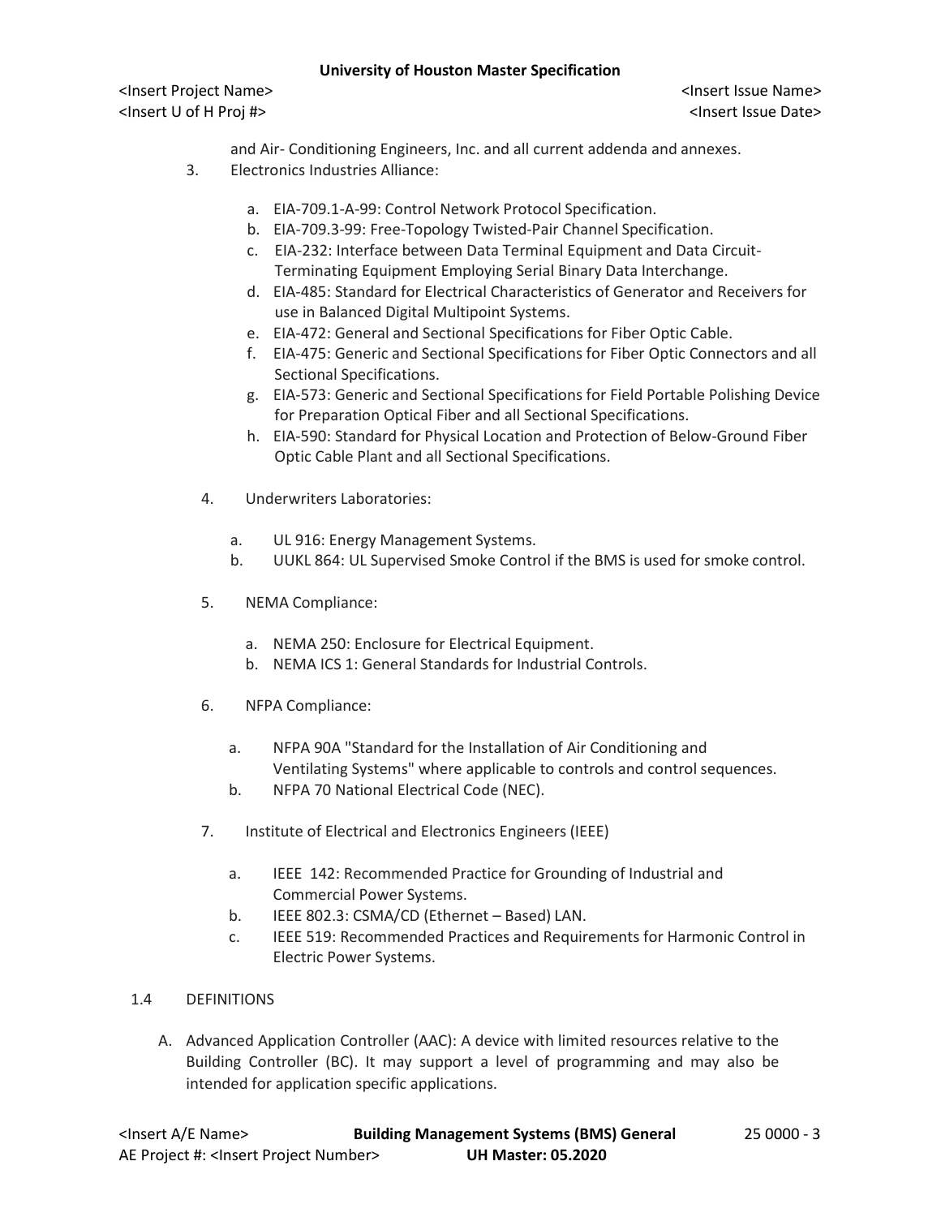and Air- Conditioning Engineers, Inc. and all current addenda and annexes.

3. Electronics Industries Alliance:

   a. EIA-709.1-A-99: Control Network Protocol Specification.
   b. EIA-709.3-99: Free-Topology Twisted-Pair Channel Specification.
   c. EIA-232: Interface between Data Terminal Equipment and Data Circuit-Terminating Equipment Employing Serial Binary Data Interchange.
   d. EIA-485: Standard for Electrical Characteristics of Generator and Receivers for use in Balanced Digital Multipoint Systems.
   e. EIA-472: General and Sectional Specifications for Fiber Optic Cable.
   f. EIA-475: Generic and Sectional Specifications for Fiber Optic Connectors and all Sectional Specifications.
   g. EIA-573: Generic and Sectional Specifications for Field Portable Polishing Device for Preparation Optical Fiber and all Sectional Specifications.
   h. EIA-590: Standard for Physical Location and Protection of Below-Ground Fiber Optic Cable Plant and all Sectional Specifications.

4. Underwriters Laboratories:

   a. UL 916: Energy Management Systems.
   b. UUKL 864: UL Supervised Smoke Control if the BMS is used for smoke control.

5. NEMA Compliance:

   a. NEMA 250: Enclosure for Electrical Equipment.
   b. NEMA ICS 1: General Standards for Industrial Controls.

6. NFPA Compliance:

   a. NFPA 90A "Standard for the Installation of Air Conditioning and Ventilating Systems" where applicable to controls and control sequences.
   b. NFPA 70 National Electrical Code (NEC).

7. Institute of Electrical and Electronics Engineers (IEEE)

   a. IEEE 142: Recommended Practice for Grounding of Industrial and Commercial Power Systems.
   b. IEEE 802.3: CSMA/CD (Ethernet – Based) LAN.
   c. IEEE 519: Recommended Practices and Requirements for Harmonic Control in Electric Power Systems.

1.4 DEFINITIONS

A. Advanced Application Controller (AAC): A device with limited resources relative to the Building Controller (BC). It may support a level of programming and may also be intended for application specific applications.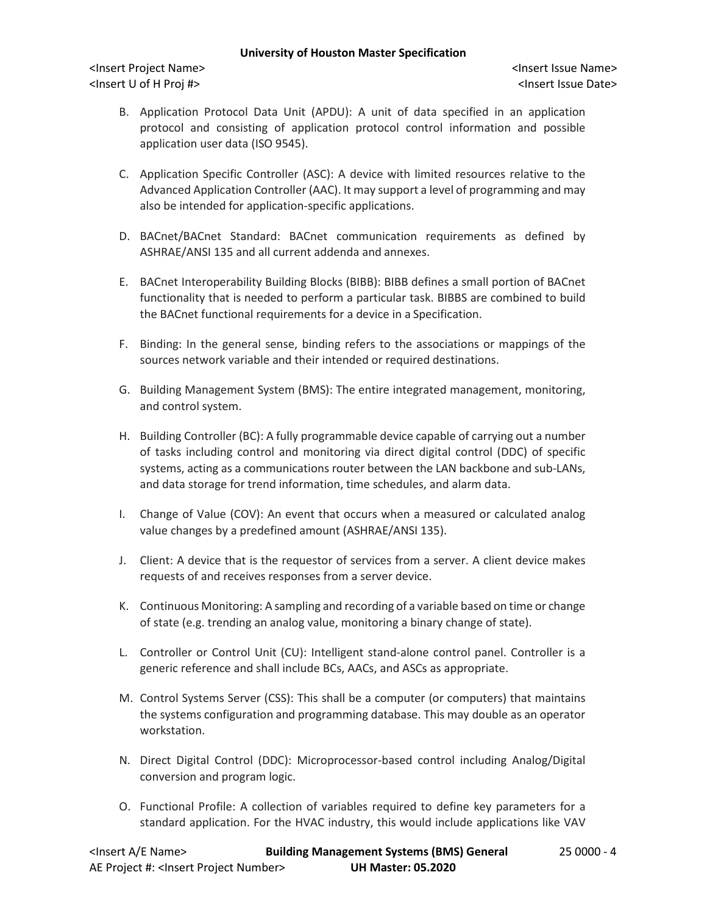B. Application Protocol Data Unit (APDU): A unit of data specified in an application protocol and consisting of application protocol control information and possible application user data (ISO 9545).

C. Application Specific Controller (ASC): A device with limited resources relative to the Advanced Application Controller (AAC). It may support a level of programming and may also be intended for application-specific applications.

D. BACnet/BACnet Standard: BACnet communication requirements as defined by ASHRAE/ANSI 135 and all current addenda and annexes.

E. BACnet Interoperability Building Blocks (BIBB): BIBB defines a small portion of BACnet functionality that is needed to perform a particular task. BIBBS are combined to build the BACnet functional requirements for a device in a Specification.

F. Binding: In the general sense, binding refers to the associations or mappings of the sources network variable and their intended or required destinations.

G. Building Management System (BMS): The entire integrated management, monitoring, and control system.

H. Building Controller (BC): A fully programmable device capable of carrying out a number of tasks including control and monitoring via direct digital control (DDC) of specific systems, acting as a communications router between the LAN backbone and sub-LANs, and data storage for trend information, time schedules, and alarm data.

I. Change of Value (COV): An event that occurs when a measured or calculated analog value changes by a predefined amount (ASHRAE/ANSI 135).

J. Client: A device that is the requestor of services from a server. A client device makes requests of and receives responses from a server device.

K. Continuous Monitoring: A sampling and recording of a variable based on time or change of state (e.g. trending an analog value, monitoring a binary change of state).

L. Controller or Control Unit (CU): Intelligent stand-alone control panel. Controller is a generic reference and shall include BCs, AACs, and ASCs as appropriate.

M. Control Systems Server (CSS): This shall be a computer (or computers) that maintains the systems configuration and programming database. This may double as an operator workstation.

N. Direct Digital Control (DDC): Microprocessor-based control including Analog/Digital conversion and program logic.

O. Functional Profile: A collection of variables required to define key parameters for a standard application. For the HVAC industry, this would include applications like VAV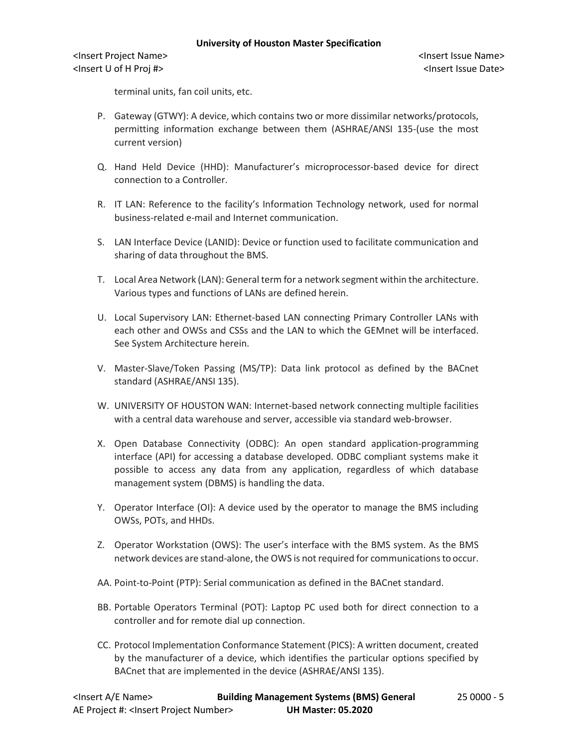terminal units, fan coil units, etc.

P. Gateway (GTWY): A device, which contains two or more dissimilar networks/protocols, permitting information exchange between them (ASHRAE/ANSI 135-(use the most current version)

Q. Hand Held Device (HHD): Manufacturer's microprocessor-based device for direct connection to a Controller.

R. IT LAN: Reference to the facility's Information Technology network, used for normal business-related e-mail and Internet communication.

S. LAN Interface Device (LANID): Device or function used to facilitate communication and sharing of data throughout the BMS.

T. Local Area Network (LAN): General term for a network segment within the architecture. Various types and functions of LANs are defined herein.

U. Local Supervisory LAN: Ethernet-based LAN connecting Primary Controller LANs with each other and OWSs and CSSs and the LAN to which the GEMnet will be interfaced. See System Architecture herein.

V. Master-Slave/Token Passing (MS/TP): Data link protocol as defined by the BACnet standard (ASHRAE/ANSI 135).

W. UNIVERSITY OF HOUSTON WAN: Internet-based network connecting multiple facilities with a central data warehouse and server, accessible via standard web-browser.

X. Open Database Connectivity (ODBC): An open standard application-programming interface (API) for accessing a database developed. ODBC compliant systems make it possible to access any data from any application, regardless of which database management system (DBMS) is handling the data.

Y. Operator Interface (OI): A device used by the operator to manage the BMS including OWSs, POTs, and HHDs.

Z. Operator Workstation (OWS): The user's interface with the BMS system. As the BMS network devices are stand-alone, the OWS is not required for communications to occur.

AA. Point-to-Point (PTP): Serial communication as defined in the BACnet standard.

BB. Portable Operators Terminal (POT): Laptop PC used both for direct connection to a controller and for remote dial up connection.

CC. Protocol Implementation Conformance Statement (PICS): A written document, created by the manufacturer of a device, which identifies the particular options specified by BACnet that are implemented in the device (ASHRAE/ANSI 135).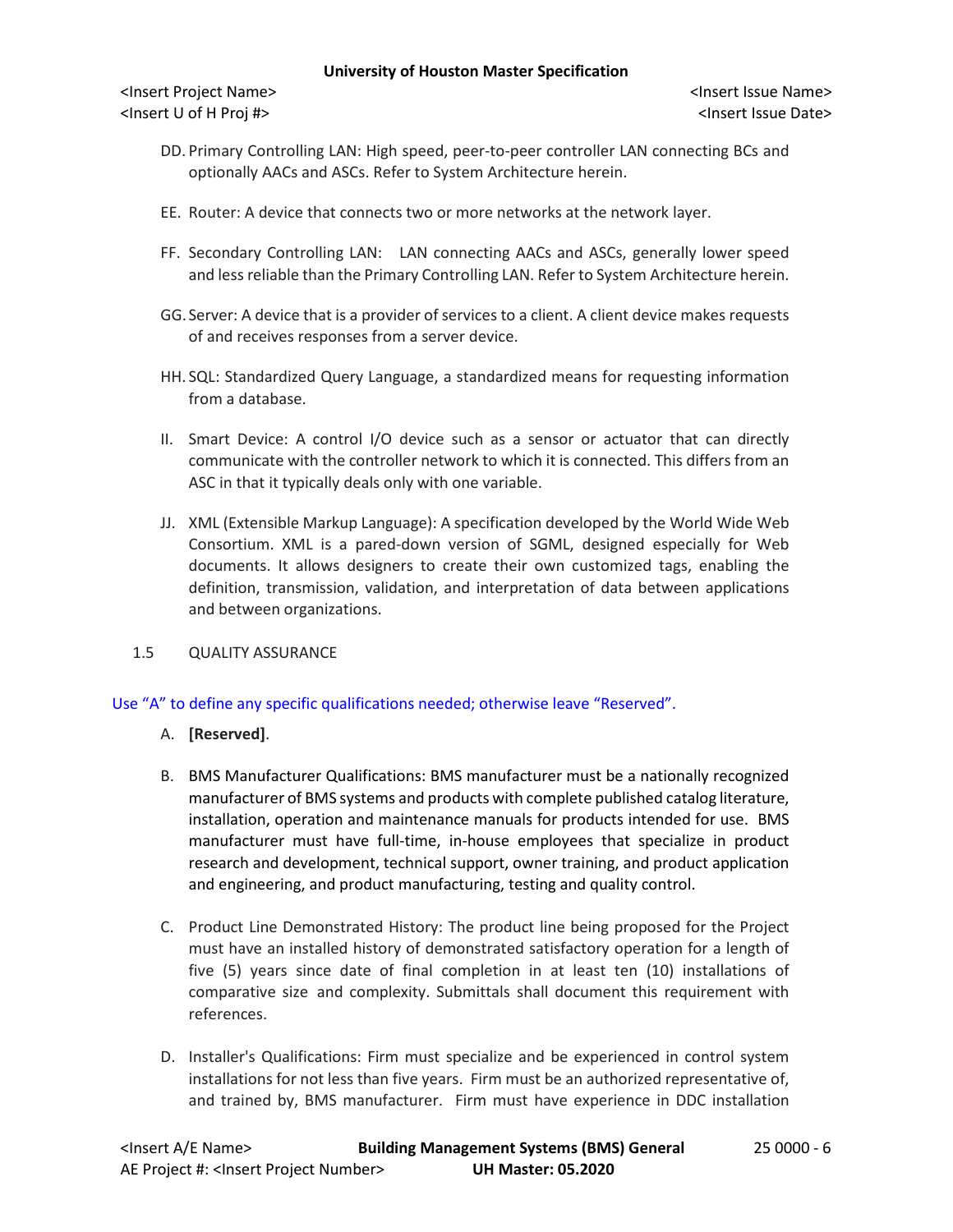DD. Primary Controlling LAN: High speed, peer-to-peer controller LAN connecting BCs and optionally AACs and ASCs. Refer to System Architecture herein.

EE. Router: A device that connects two or more networks at the network layer.

FF. Secondary Controlling LAN: LAN connecting AACs and ASCs, generally lower speed and less reliable than the Primary Controlling LAN. Refer to System Architecture herein.

GG. Server: A device that is a provider of services to a client. A client device makes requests of and receives responses from a server device.

HH. SQL: Standardized Query Language, a standardized means for requesting information from a database.

II. Smart Device: A control I/O device such as a sensor or actuator that can directly communicate with the controller network to which it is connected. This differs from an ASC in that it typically deals only with one variable.

JJ. XML (Extensible Markup Language): A specification developed by the World Wide Web Consortium. XML is a pared-down version of SGML, designed especially for Web documents. It allows designers to create their own customized tags, enabling the definition, transmission, validation, and interpretation of data between applications and between organizations.

1.5 QUALITY ASSURANCE

Use "A" to define any specific qualifications needed; otherwise leave "Reserved".

A. **[Reserved]**.

B. BMS Manufacturer Qualifications: BMS manufacturer must be a nationally recognized manufacturer of BMS systems and products with complete published catalog literature, installation, operation and maintenance manuals for products intended for use. BMS manufacturer must have full-time, in-house employees that specialize in product research and development, technical support, owner training, and product application and engineering, and product manufacturing, testing and quality control.

C. Product Line Demonstrated History: The product line being proposed for the Project must have an installed history of demonstrated satisfactory operation for a length of five (5) years since date of final completion in at least ten (10) installations of comparative size and complexity. Submittals shall document this requirement with references.

D. Installer's Qualifications: Firm must specialize and be experienced in control system installations for not less than five years. Firm must be an authorized representative of, and trained by, BMS manufacturer. Firm must have experience in DDC installation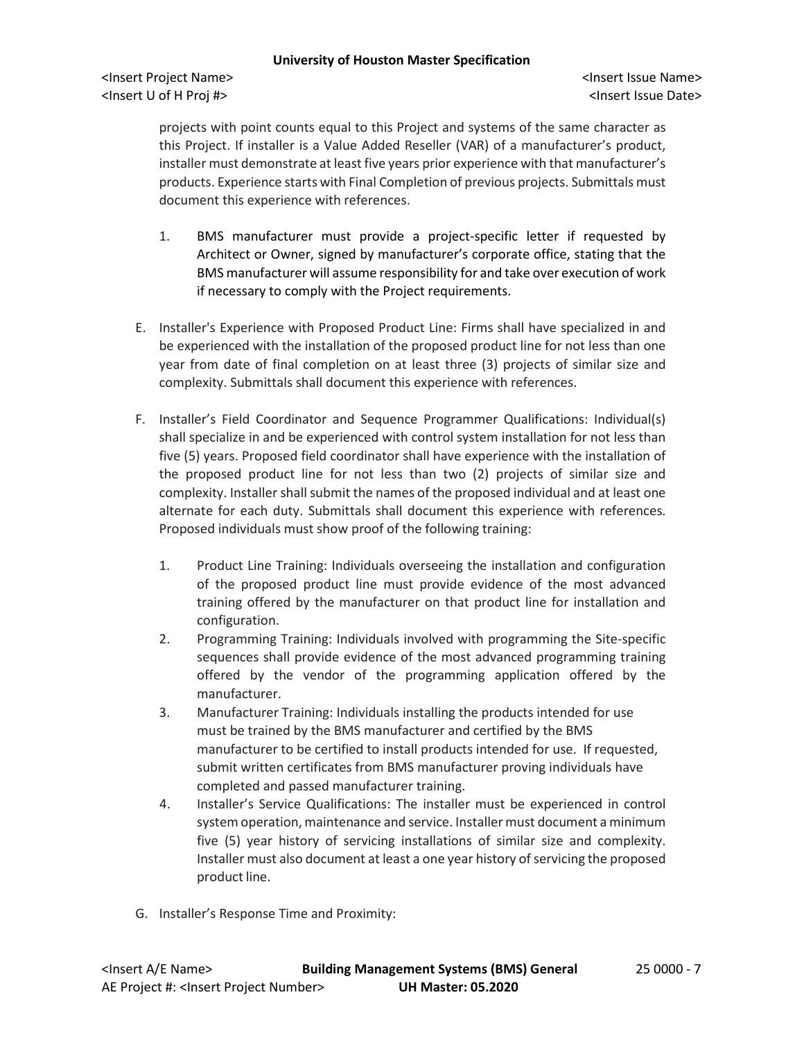projects with point counts equal to this Project and systems of the same character as this Project. If installer is a Value Added Reseller (VAR) of a manufacturer's product, installer must demonstrate at least five years prior experience with that manufacturer's products. Experience starts with Final Completion of previous projects. Submittals must document this experience with references.

1. BMS manufacturer must provide a project-specific letter if requested by Architect or Owner, signed by manufacturer's corporate office, stating that the BMS manufacturer will assume responsibility for and take over execution of work if necessary to comply with the Project requirements.

E. Installer's Experience with Proposed Product Line: Firms shall have specialized in and be experienced with the installation of the proposed product line for not less than one year from date of final completion on at least three (3) projects of similar size and complexity. Submittals shall document this experience with references.

F. Installer's Field Coordinator and Sequence Programmer Qualifications: Individual(s) shall specialize in and be experienced with control system installation for not less than five (5) years. Proposed field coordinator shall have experience with the installation of the proposed product line for not less than two (2) projects of similar size and complexity. Installer shall submit the names of the proposed individual and at least one alternate for each duty. Submittals shall document this experience with references. Proposed individuals must show proof of the following training:

1. Product Line Training: Individuals overseeing the installation and configuration of the proposed product line must provide evidence of the most advanced training offered by the manufacturer on that product line for installation and configuration.
2. Programming Training: Individuals involved with programming the Site-specific sequences shall provide evidence of the most advanced programming training offered by the vendor of the programming application offered by the manufacturer.
3. Manufacturer Training: Individuals installing the products intended for use must be trained by the BMS manufacturer and certified by the BMS manufacturer to be certified to install products intended for use. If requested, submit written certificates from BMS manufacturer proving individuals have completed and passed manufacturer training.
4. Installer's Service Qualifications: The installer must be experienced in control system operation, maintenance and service. Installer must document a minimum five (5) year history of servicing installations of similar size and complexity. Installer must also document at least a one year history of servicing the proposed product line.

G. Installer's Response Time and Proximity: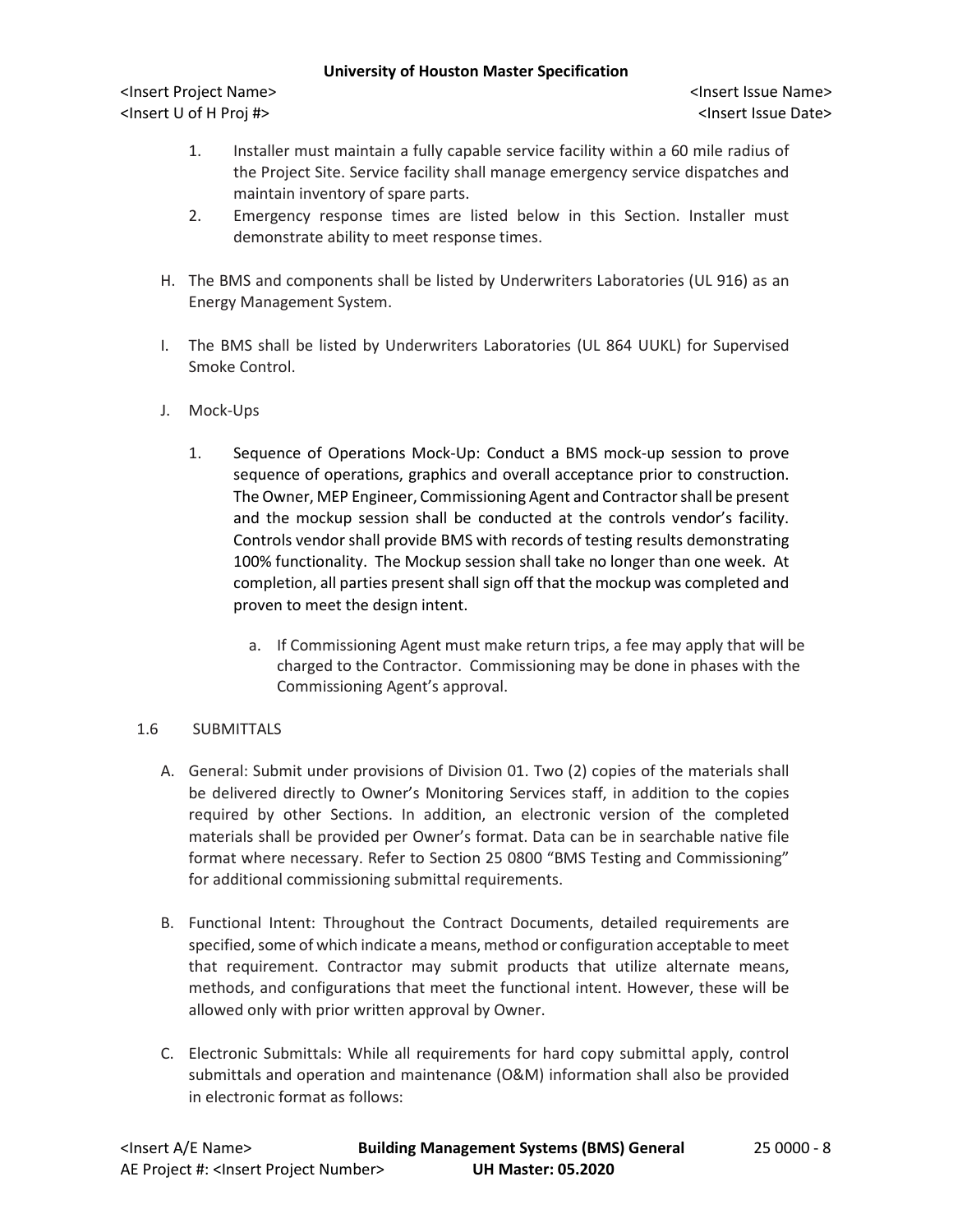1. Installer must maintain a fully capable service facility within a 60 mile radius of the Project Site. Service facility shall manage emergency service dispatches and maintain inventory of spare parts.
2. Emergency response times are listed below in this Section. Installer must demonstrate ability to meet response times.

H. The BMS and components shall be listed by Underwriters Laboratories (UL 916) as an Energy Management System.

I. The BMS shall be listed by Underwriters Laboratories (UL 864 UUKL) for Supervised Smoke Control.

J. Mock-Ups

1. Sequence of Operations Mock-Up: Conduct a BMS mock-up session to prove sequence of operations, graphics and overall acceptance prior to construction. The Owner, MEP Engineer, Commissioning Agent and Contractor shall be present and the mockup session shall be conducted at the controls vendor's facility. Controls vendor shall provide BMS with records of testing results demonstrating 100% functionality. The Mockup session shall take no longer than one week. At completion, all parties present shall sign off that the mockup was completed and proven to meet the design intent.

   a. If Commissioning Agent must make return trips, a fee may apply that will be charged to the Contractor. Commissioning may be done in phases with the Commissioning Agent's approval.

## 1.6 SUBMITTALS

A. General: Submit under provisions of Division 01. Two (2) copies of the materials shall be delivered directly to Owner's Monitoring Services staff, in addition to the copies required by other Sections. In addition, an electronic version of the completed materials shall be provided per Owner's format. Data can be in searchable native file format where necessary. Refer to Section 25 0800 "BMS Testing and Commissioning" for additional commissioning submittal requirements.

B. Functional Intent: Throughout the Contract Documents, detailed requirements are specified, some of which indicate a means, method or configuration acceptable to meet that requirement. Contractor may submit products that utilize alternate means, methods, and configurations that meet the functional intent. However, these will be allowed only with prior written approval by Owner.

C. Electronic Submittals: While all requirements for hard copy submittal apply, control submittals and operation and maintenance (O&M) information shall also be provided in electronic format as follows: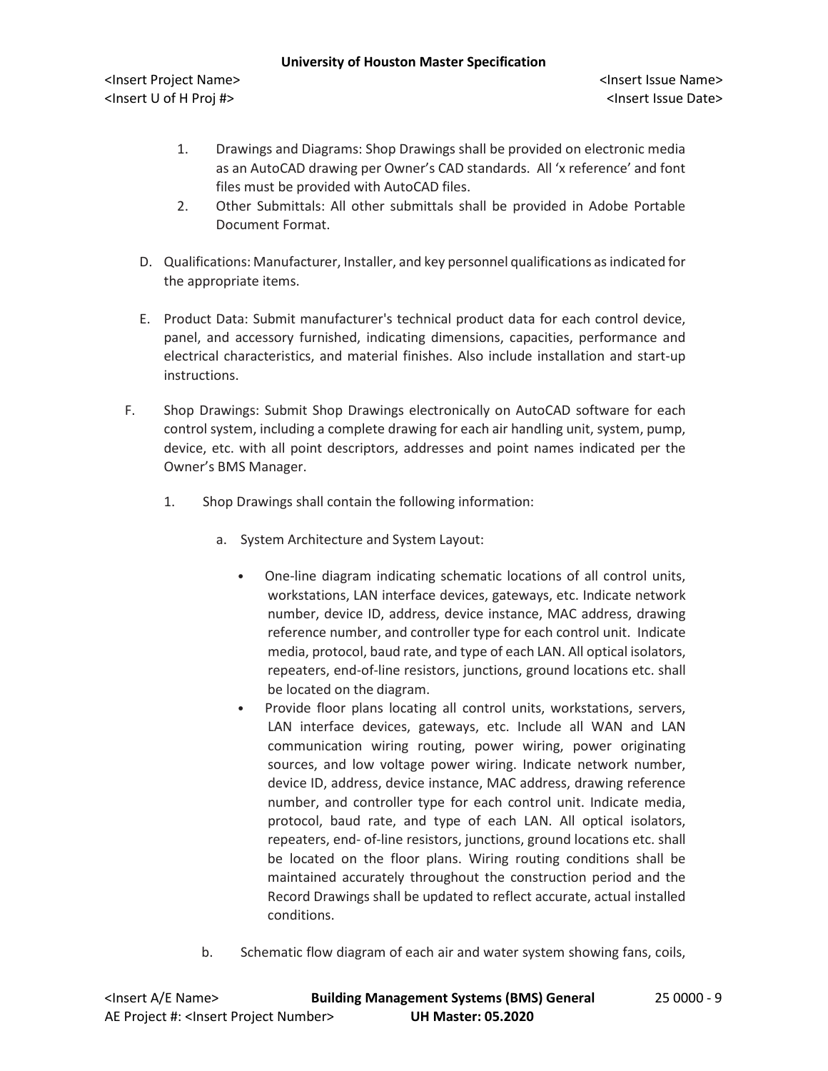1. Drawings and Diagrams: Shop Drawings shall be provided on electronic media as an AutoCAD drawing per Owner's CAD standards. All 'x reference' and font files must be provided with AutoCAD files.
2. Other Submittals: All other submittals shall be provided in Adobe Portable Document Format.

D. Qualifications: Manufacturer, Installer, and key personnel qualifications as indicated for the appropriate items.

E. Product Data: Submit manufacturer's technical product data for each control device, panel, and accessory furnished, indicating dimensions, capacities, performance and electrical characteristics, and material finishes. Also include installation and start-up instructions.

F. Shop Drawings: Submit Shop Drawings electronically on AutoCAD software for each control system, including a complete drawing for each air handling unit, system, pump, device, etc. with all point descriptors, addresses and point names indicated per the Owner's BMS Manager.

1. Shop Drawings shall contain the following information:

   a. System Architecture and System Layout:

      - One-line diagram indicating schematic locations of all control units, workstations, LAN interface devices, gateways, etc. Indicate network number, device ID, address, device instance, MAC address, drawing reference number, and controller type for each control unit. Indicate media, protocol, baud rate, and type of each LAN. All optical isolators, repeaters, end-of-line resistors, junctions, ground locations etc. shall be located on the diagram.
      - Provide floor plans locating all control units, workstations, servers, LAN interface devices, gateways, etc. Include all WAN and LAN communication wiring routing, power wiring, power originating sources, and low voltage power wiring. Indicate network number, device ID, address, device instance, MAC address, drawing reference number, and controller type for each control unit. Indicate media, protocol, baud rate, and type of each LAN. All optical isolators, repeaters, end- of-line resistors, junctions, ground locations etc. shall be located on the floor plans. Wiring routing conditions shall be maintained accurately throughout the construction period and the Record Drawings shall be updated to reflect accurate, actual installed conditions.

   b. Schematic flow diagram of each air and water system showing fans, coils,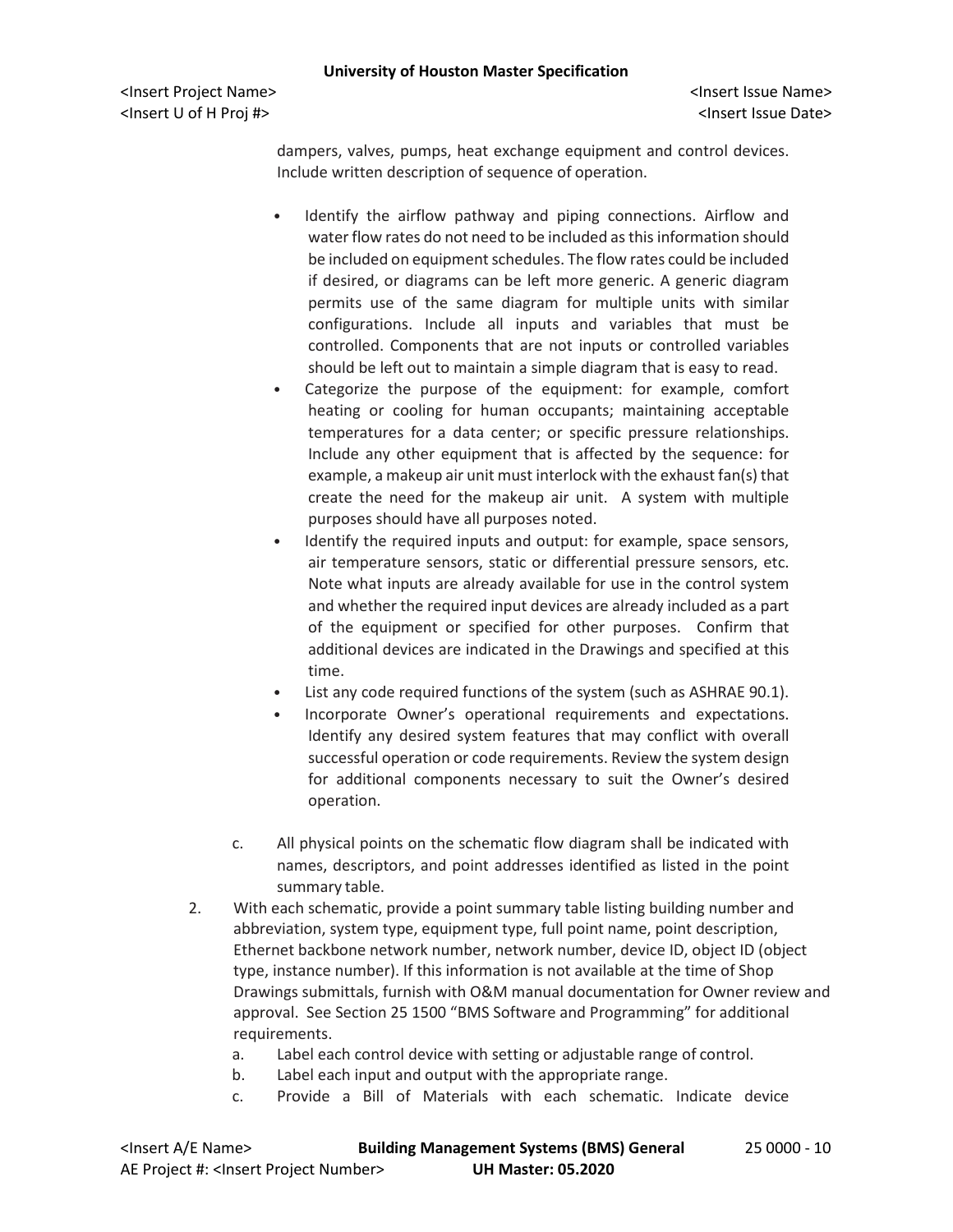dampers, valves, pumps, heat exchange equipment and control devices. Include written description of sequence of operation.

- Identify the airflow pathway and piping connections. Airflow and water flow rates do not need to be included as this information should be included on equipment schedules. The flow rates could be included if desired, or diagrams can be left more generic. A generic diagram permits use of the same diagram for multiple units with similar configurations. Include all inputs and variables that must be controlled. Components that are not inputs or controlled variables should be left out to maintain a simple diagram that is easy to read.
- Categorize the purpose of the equipment: for example, comfort heating or cooling for human occupants; maintaining acceptable temperatures for a data center; or specific pressure relationships. Include any other equipment that is affected by the sequence: for example, a makeup air unit must interlock with the exhaust fan(s) that create the need for the makeup air unit. A system with multiple purposes should have all purposes noted.
- Identify the required inputs and output: for example, space sensors, air temperature sensors, static or differential pressure sensors, etc. Note what inputs are already available for use in the control system and whether the required input devices are already included as a part of the equipment or specified for other purposes. Confirm that additional devices are indicated in the Drawings and specified at this time.
- List any code required functions of the system (such as ASHRAE 90.1).
- Incorporate Owner's operational requirements and expectations. Identify any desired system features that may conflict with overall successful operation or code requirements. Review the system design for additional components necessary to suit the Owner's desired operation.

c. All physical points on the schematic flow diagram shall be indicated with names, descriptors, and point addresses identified as listed in the point summary table.

2. With each schematic, provide a point summary table listing building number and abbreviation, system type, equipment type, full point name, point description, Ethernet backbone network number, network number, device ID, object ID (object type, instance number). If this information is not available at the time of Shop Drawings submittals, furnish with O&M manual documentation for Owner review and approval. See Section 25 1500 "BMS Software and Programming" for additional requirements.
   a. Label each control device with setting or adjustable range of control.
   b. Label each input and output with the appropriate range.
   c. Provide a Bill of Materials with each schematic. Indicate device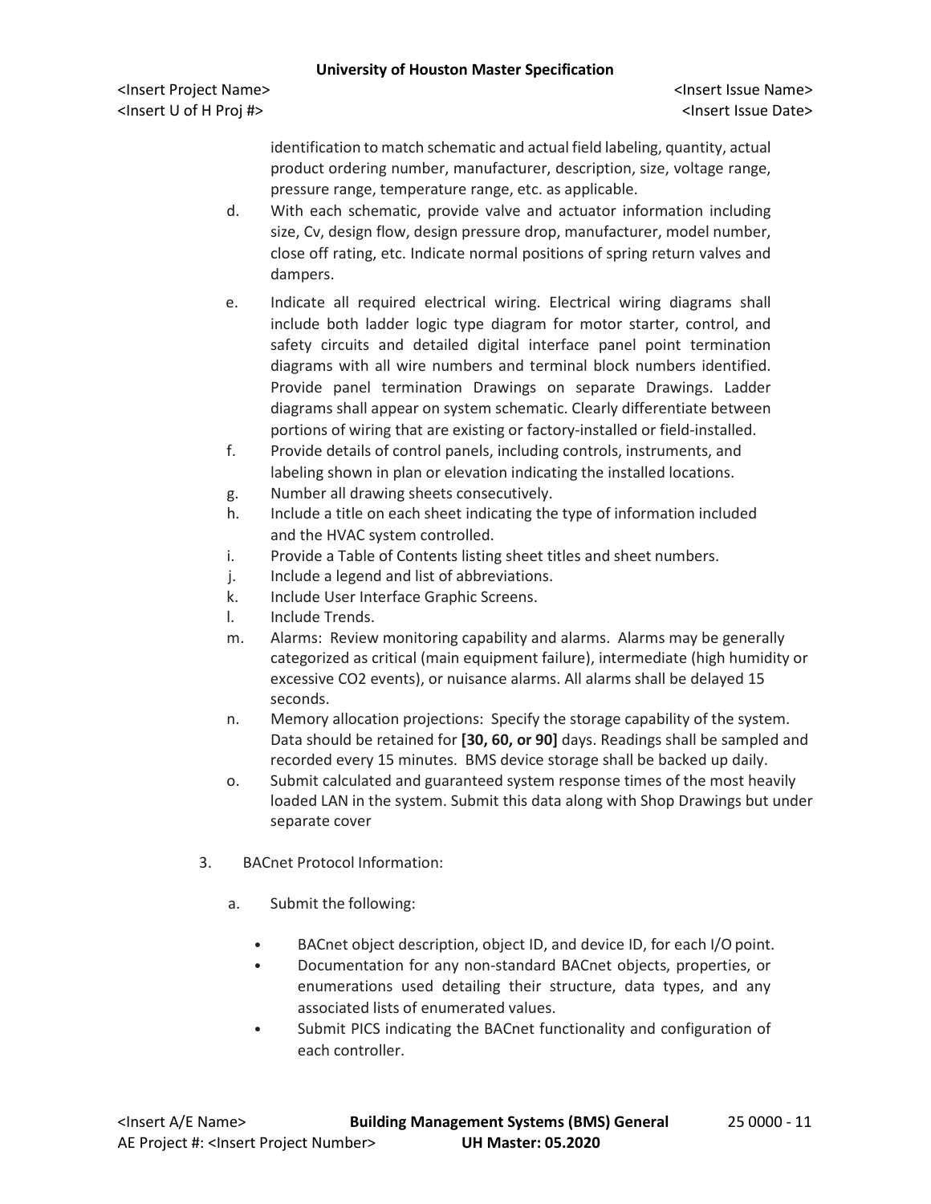identification to match schematic and actual field labeling, quantity, actual product ordering number, manufacturer, description, size, voltage range, pressure range, temperature range, etc. as applicable.

d. With each schematic, provide valve and actuator information including size, Cv, design flow, design pressure drop, manufacturer, model number, close off rating, etc. Indicate normal positions of spring return valves and dampers.

e. Indicate all required electrical wiring. Electrical wiring diagrams shall include both ladder logic type diagram for motor starter, control, and safety circuits and detailed digital interface panel point termination diagrams with all wire numbers and terminal block numbers identified. Provide panel termination Drawings on separate Drawings. Ladder diagrams shall appear on system schematic. Clearly differentiate between portions of wiring that are existing or factory-installed or field-installed.

f. Provide details of control panels, including controls, instruments, and labeling shown in plan or elevation indicating the installed locations.

g. Number all drawing sheets consecutively.

h. Include a title on each sheet indicating the type of information included and the HVAC system controlled.

i. Provide a Table of Contents listing sheet titles and sheet numbers.

j. Include a legend and list of abbreviations.

k. Include User Interface Graphic Screens.

l. Include Trends.

m. Alarms: Review monitoring capability and alarms. Alarms may be generally categorized as critical (main equipment failure), intermediate (high humidity or excessive CO2 events), or nuisance alarms. All alarms shall be delayed 15 seconds.

n. Memory allocation projections: Specify the storage capability of the system. Data should be retained for **[30, 60, or 90]** days. Readings shall be sampled and recorded every 15 minutes. BMS device storage shall be backed up daily.

o. Submit calculated and guaranteed system response times of the most heavily loaded LAN in the system. Submit this data along with Shop Drawings but under separate cover

3. BACnet Protocol Information:

a. Submit the following:

- BACnet object description, object ID, and device ID, for each I/O point.
- Documentation for any non-standard BACnet objects, properties, or enumerations used detailing their structure, data types, and any associated lists of enumerated values.
- Submit PICS indicating the BACnet functionality and configuration of each controller.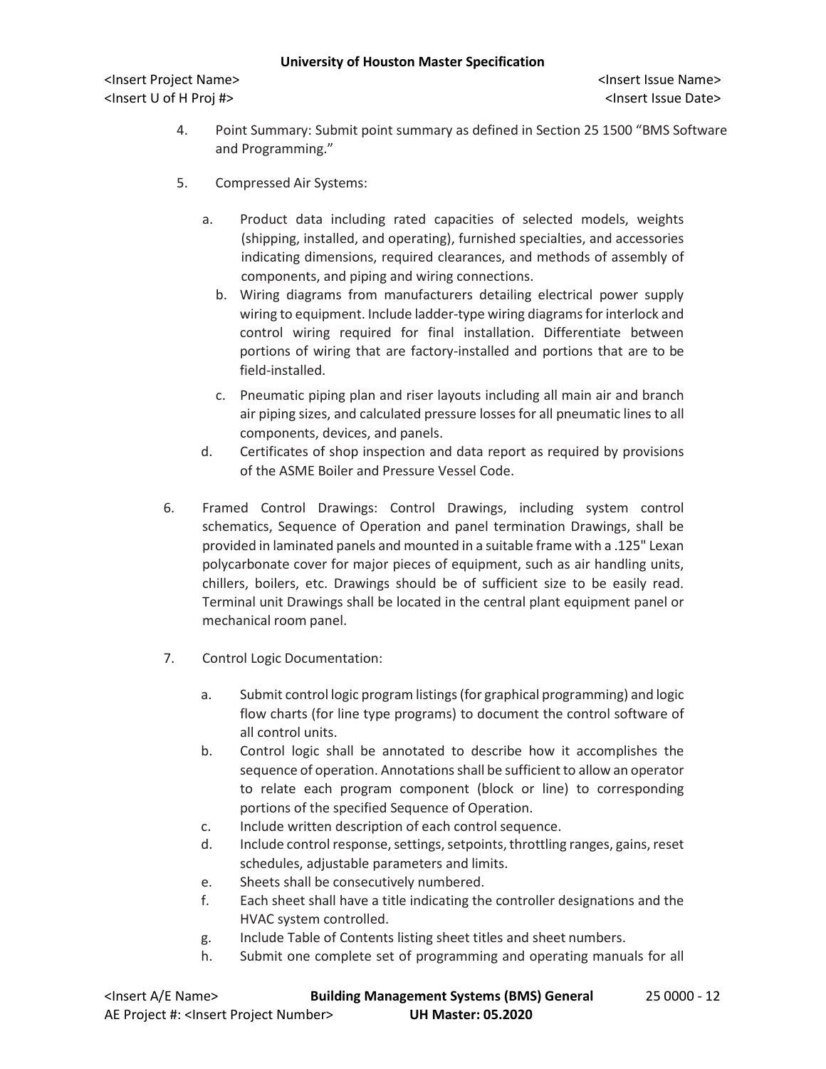4. Point Summary: Submit point summary as defined in Section 25 1500 "BMS Software and Programming."

5. Compressed Air Systems:

   a. Product data including rated capacities of selected models, weights (shipping, installed, and operating), furnished specialties, and accessories indicating dimensions, required clearances, and methods of assembly of components, and piping and wiring connections.
   b. Wiring diagrams from manufacturers detailing electrical power supply wiring to equipment. Include ladder-type wiring diagrams for interlock and control wiring required for final installation. Differentiate between portions of wiring that are factory-installed and portions that are to be field-installed.
   c. Pneumatic piping plan and riser layouts including all main air and branch air piping sizes, and calculated pressure losses for all pneumatic lines to all components, devices, and panels.
   d. Certificates of shop inspection and data report as required by provisions of the ASME Boiler and Pressure Vessel Code.

6. Framed Control Drawings: Control Drawings, including system control schematics, Sequence of Operation and panel termination Drawings, shall be provided in laminated panels and mounted in a suitable frame with a .125" Lexan polycarbonate cover for major pieces of equipment, such as air handling units, chillers, boilers, etc. Drawings should be of sufficient size to be easily read. Terminal unit Drawings shall be located in the central plant equipment panel or mechanical room panel.

7. Control Logic Documentation:

   a. Submit control logic program listings (for graphical programming) and logic flow charts (for line type programs) to document the control software of all control units.
   b. Control logic shall be annotated to describe how it accomplishes the sequence of operation. Annotations shall be sufficient to allow an operator to relate each program component (block or line) to corresponding portions of the specified Sequence of Operation.
   c. Include written description of each control sequence.
   d. Include control response, settings, setpoints, throttling ranges, gains, reset schedules, adjustable parameters and limits.
   e. Sheets shall be consecutively numbered.
   f. Each sheet shall have a title indicating the controller designations and the HVAC system controlled.
   g. Include Table of Contents listing sheet titles and sheet numbers.
   h. Submit one complete set of programming and operating manuals for all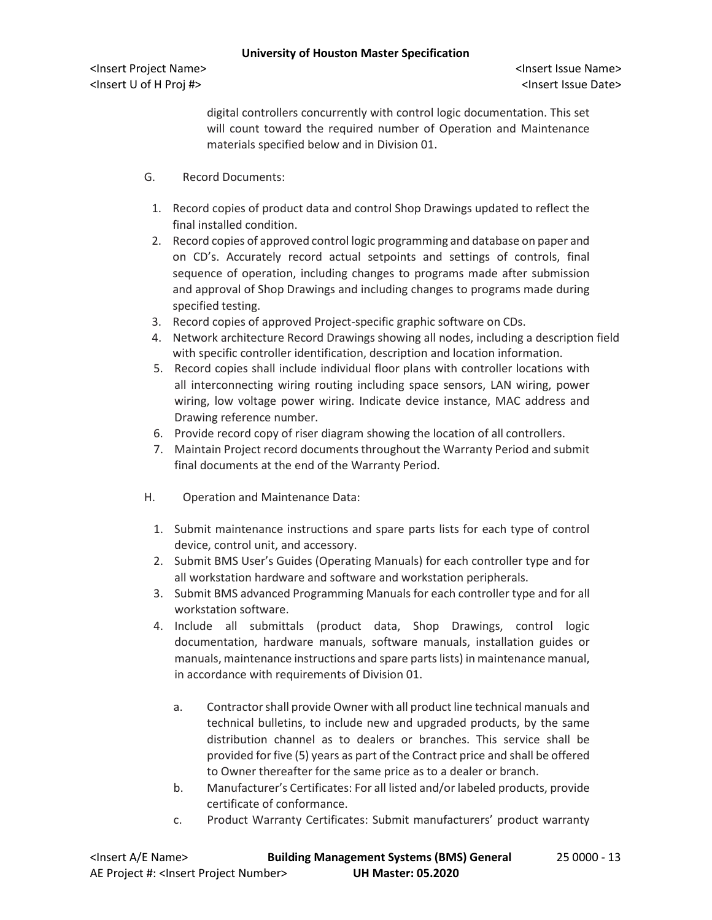digital controllers concurrently with control logic documentation. This set will count toward the required number of Operation and Maintenance materials specified below and in Division 01.

G. Record Documents:

1. Record copies of product data and control Shop Drawings updated to reflect the final installed condition.
2. Record copies of approved control logic programming and database on paper and on CD's. Accurately record actual setpoints and settings of controls, final sequence of operation, including changes to programs made after submission and approval of Shop Drawings and including changes to programs made during specified testing.
3. Record copies of approved Project-specific graphic software on CDs.
4. Network architecture Record Drawings showing all nodes, including a description field with specific controller identification, description and location information.
5. Record copies shall include individual floor plans with controller locations with all interconnecting wiring routing including space sensors, LAN wiring, power wiring, low voltage power wiring. Indicate device instance, MAC address and Drawing reference number.
6. Provide record copy of riser diagram showing the location of all controllers.
7. Maintain Project record documents throughout the Warranty Period and submit final documents at the end of the Warranty Period.

H. Operation and Maintenance Data:

1. Submit maintenance instructions and spare parts lists for each type of control device, control unit, and accessory.
2. Submit BMS User's Guides (Operating Manuals) for each controller type and for all workstation hardware and software and workstation peripherals.
3. Submit BMS advanced Programming Manuals for each controller type and for all workstation software.
4. Include all submittals (product data, Shop Drawings, control logic documentation, hardware manuals, software manuals, installation guides or manuals, maintenance instructions and spare parts lists) in maintenance manual, in accordance with requirements of Division 01.

   a. Contractor shall provide Owner with all product line technical manuals and technical bulletins, to include new and upgraded products, by the same distribution channel as to dealers or branches. This service shall be provided for five (5) years as part of the Contract price and shall be offered to Owner thereafter for the same price as to a dealer or branch.
   b. Manufacturer's Certificates: For all listed and/or labeled products, provide certificate of conformance.
   c. Product Warranty Certificates: Submit manufacturers' product warranty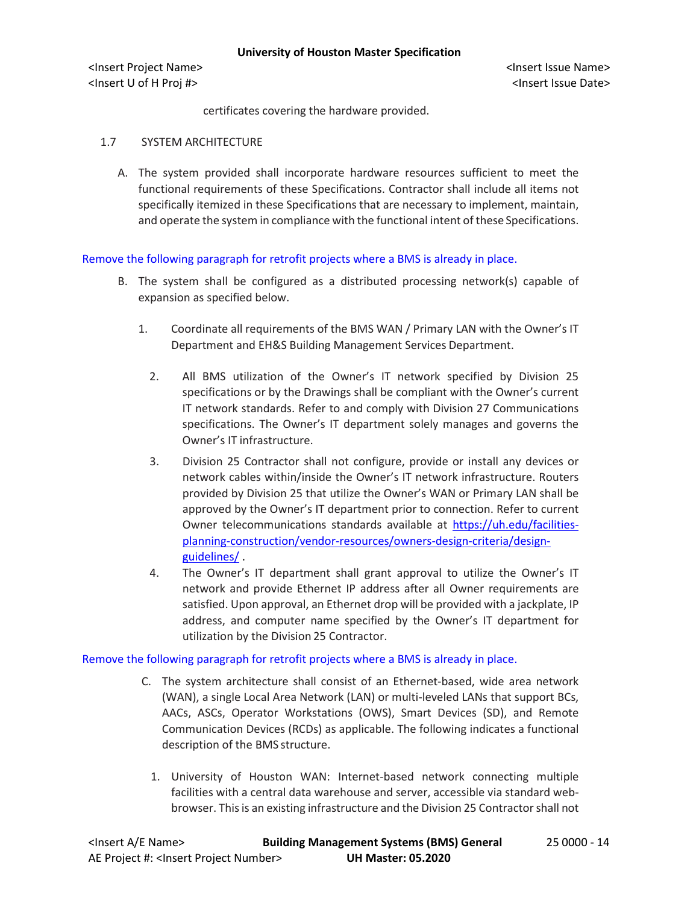certificates covering the hardware provided.

1.7 SYSTEM ARCHITECTURE

A. The system provided shall incorporate hardware resources sufficient to meet the functional requirements of these Specifications. Contractor shall include all items not specifically itemized in these Specifications that are necessary to implement, maintain, and operate the system in compliance with the functional intent of these Specifications.

Remove the following paragraph for retrofit projects where a BMS is already in place.

B. The system shall be configured as a distributed processing network(s) capable of expansion as specified below.

1. Coordinate all requirements of the BMS WAN / Primary LAN with the Owner's IT Department and EH&S Building Management Services Department.

2. All BMS utilization of the Owner's IT network specified by Division 25 specifications or by the Drawings shall be compliant with the Owner's current IT network standards. Refer to and comply with Division 27 Communications specifications. The Owner's IT department solely manages and governs the Owner's IT infrastructure.

3. Division 25 Contractor shall not configure, provide or install any devices or network cables within/inside the Owner's IT network infrastructure. Routers provided by Division 25 that utilize the Owner's WAN or Primary LAN shall be approved by the Owner's IT department prior to connection. Refer to current Owner telecommunications standards available at [https://uh.edu/facilities-planning-construction/vendor-resources/owners-design-criteria/design-guidelines/](https://uh.edu/facilities-planning-construction/vendor-resources/owners-design-criteria/design-guidelines/) .

4. The Owner's IT department shall grant approval to utilize the Owner's IT network and provide Ethernet IP address after all Owner requirements are satisfied. Upon approval, an Ethernet drop will be provided with a jackplate, IP address, and computer name specified by the Owner's IT department for utilization by the Division 25 Contractor.

Remove the following paragraph for retrofit projects where a BMS is already in place.

C. The system architecture shall consist of an Ethernet-based, wide area network (WAN), a single Local Area Network (LAN) or multi-leveled LANs that support BCs, AACs, ASCs, Operator Workstations (OWS), Smart Devices (SD), and Remote Communication Devices (RCDs) as applicable. The following indicates a functional description of the BMS structure.

1. University of Houston WAN: Internet-based network connecting multiple facilities with a central data warehouse and server, accessible via standard web-browser. This is an existing infrastructure and the Division 25 Contractor shall not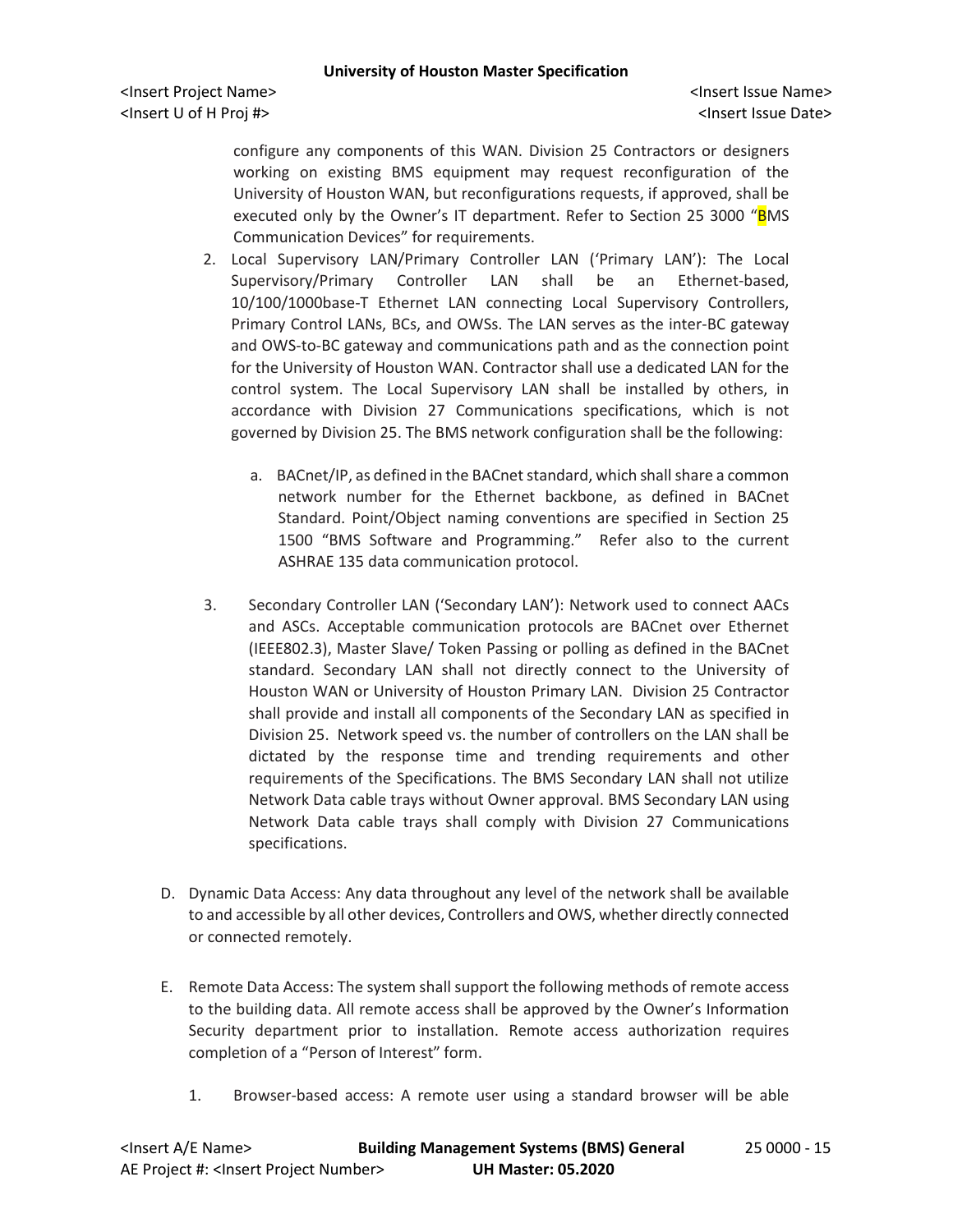configure any components of this WAN. Division 25 Contractors or designers working on existing BMS equipment may request reconfiguration of the University of Houston WAN, but reconfigurations requests, if approved, shall be executed only by the Owner's IT department. Refer to Section 25 3000 "BMS Communication Devices" for requirements.

2. Local Supervisory LAN/Primary Controller LAN ('Primary LAN'): The Local Supervisory/Primary Controller LAN shall be an Ethernet-based, 10/100/1000base-T Ethernet LAN connecting Local Supervisory Controllers, Primary Control LANs, BCs, and OWSs. The LAN serves as the inter-BC gateway and OWS-to-BC gateway and communications path and as the connection point for the University of Houston WAN. Contractor shall use a dedicated LAN for the control system. The Local Supervisory LAN shall be installed by others, in accordance with Division 27 Communications specifications, which is not governed by Division 25. The BMS network configuration shall be the following:

   a. BACnet/IP, as defined in the BACnet standard, which shall share a common network number for the Ethernet backbone, as defined in BACnet Standard. Point/Object naming conventions are specified in Section 25 1500 "BMS Software and Programming." Refer also to the current ASHRAE 135 data communication protocol.

3. Secondary Controller LAN ('Secondary LAN'): Network used to connect AACs and ASCs. Acceptable communication protocols are BACnet over Ethernet (IEEE802.3), Master Slave/ Token Passing or polling as defined in the BACnet standard. Secondary LAN shall not directly connect to the University of Houston WAN or University of Houston Primary LAN. Division 25 Contractor shall provide and install all components of the Secondary LAN as specified in Division 25. Network speed vs. the number of controllers on the LAN shall be dictated by the response time and trending requirements and other requirements of the Specifications. The BMS Secondary LAN shall not utilize Network Data cable trays without Owner approval. BMS Secondary LAN using Network Data cable trays shall comply with Division 27 Communications specifications.

D. Dynamic Data Access: Any data throughout any level of the network shall be available to and accessible by all other devices, Controllers and OWS, whether directly connected or connected remotely.

E. Remote Data Access: The system shall support the following methods of remote access to the building data. All remote access shall be approved by the Owner's Information Security department prior to installation. Remote access authorization requires completion of a "Person of Interest" form.

1. Browser-based access: A remote user using a standard browser will be able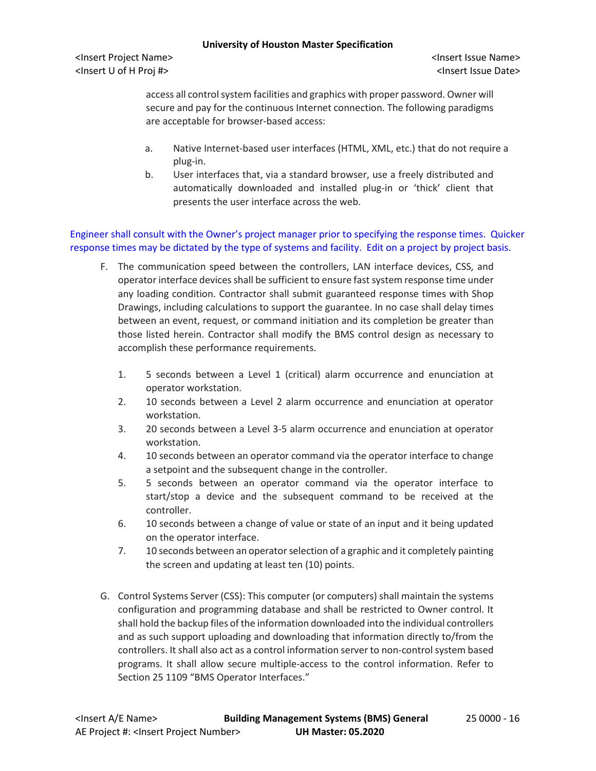access all control system facilities and graphics with proper password. Owner will secure and pay for the continuous Internet connection. The following paradigms are acceptable for browser-based access:

a. Native Internet-based user interfaces (HTML, XML, etc.) that do not require a plug-in.

b. User interfaces that, via a standard browser, use a freely distributed and automatically downloaded and installed plug-in or 'thick' client that presents the user interface across the web.

Engineer shall consult with the Owner's project manager prior to specifying the response times. Quicker response times may be dictated by the type of systems and facility. Edit on a project by project basis.

F. The communication speed between the controllers, LAN interface devices, CSS, and operator interface devices shall be sufficient to ensure fast system response time under any loading condition. Contractor shall submit guaranteed response times with Shop Drawings, including calculations to support the guarantee. In no case shall delay times between an event, request, or command initiation and its completion be greater than those listed herein. Contractor shall modify the BMS control design as necessary to accomplish these performance requirements.

1. 5 seconds between a Level 1 (critical) alarm occurrence and enunciation at operator workstation.
2. 10 seconds between a Level 2 alarm occurrence and enunciation at operator workstation.
3. 20 seconds between a Level 3-5 alarm occurrence and enunciation at operator workstation.
4. 10 seconds between an operator command via the operator interface to change a setpoint and the subsequent change in the controller.
5. 5 seconds between an operator command via the operator interface to start/stop a device and the subsequent command to be received at the controller.
6. 10 seconds between a change of value or state of an input and it being updated on the operator interface.
7. 10 seconds between an operator selection of a graphic and it completely painting the screen and updating at least ten (10) points.

G. Control Systems Server (CSS): This computer (or computers) shall maintain the systems configuration and programming database and shall be restricted to Owner control. It shall hold the backup files of the information downloaded into the individual controllers and as such support uploading and downloading that information directly to/from the controllers. It shall also act as a control information server to non-control system based programs. It shall allow secure multiple-access to the control information. Refer to Section 25 1109 "BMS Operator Interfaces."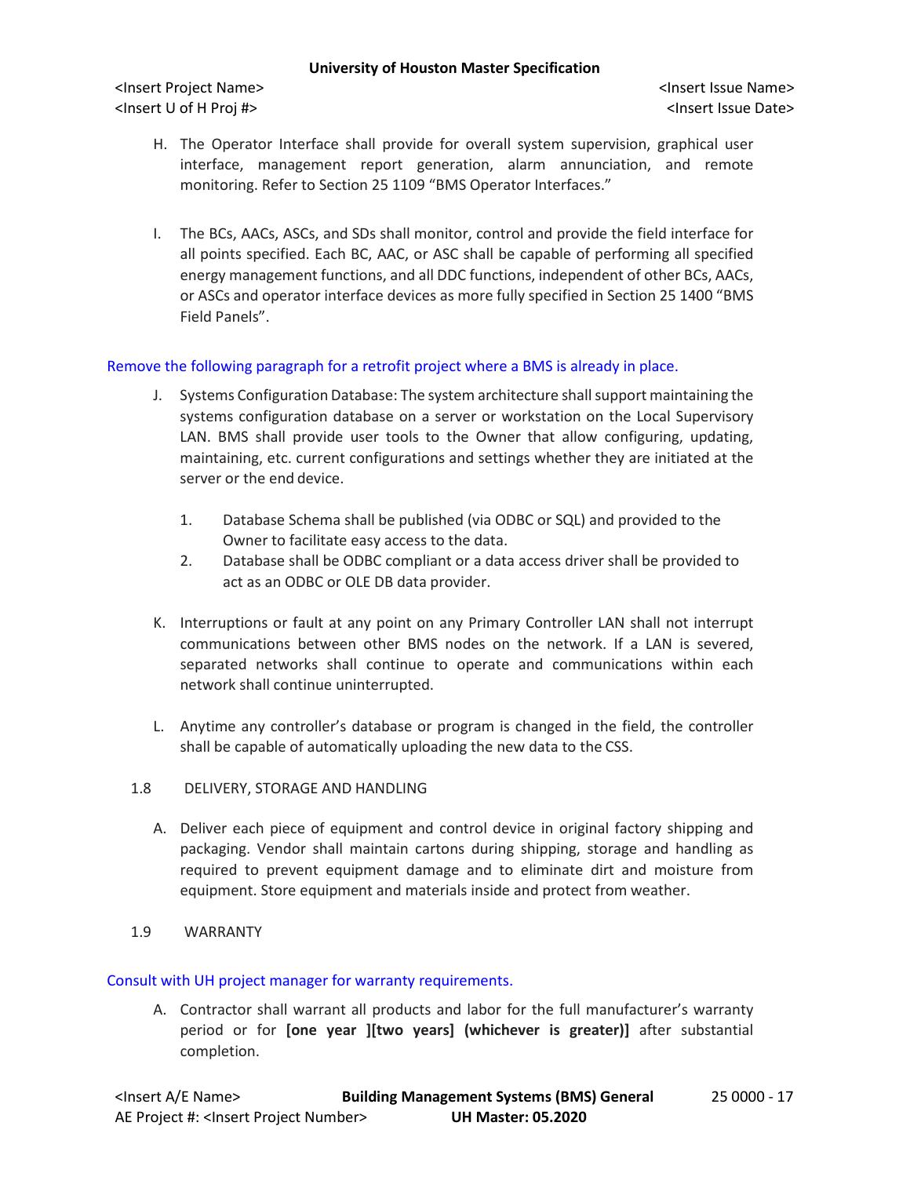H. The Operator Interface shall provide for overall system supervision, graphical user interface, management report generation, alarm annunciation, and remote monitoring. Refer to Section 25 1109 “BMS Operator Interfaces.”

I. The BCs, AACs, ASCs, and SDs shall monitor, control and provide the field interface for all points specified. Each BC, AAC, or ASC shall be capable of performing all specified energy management functions, and all DDC functions, independent of other BCs, AACs, or ASCs and operator interface devices as more fully specified in Section 25 1400 “BMS Field Panels”.

Remove the following paragraph for a retrofit project where a BMS is already in place.

J. Systems Configuration Database: The system architecture shall support maintaining the systems configuration database on a server or workstation on the Local Supervisory LAN. BMS shall provide user tools to the Owner that allow configuring, updating, maintaining, etc. current configurations and settings whether they are initiated at the server or the end device.

   1. Database Schema shall be published (via ODBC or SQL) and provided to the Owner to facilitate easy access to the data.
   2. Database shall be ODBC compliant or a data access driver shall be provided to act as an ODBC or OLE DB data provider.

K. Interruptions or fault at any point on any Primary Controller LAN shall not interrupt communications between other BMS nodes on the network. If a LAN is severed, separated networks shall continue to operate and communications within each network shall continue uninterrupted.

L. Anytime any controller’s database or program is changed in the field, the controller shall be capable of automatically uploading the new data to the CSS.

## 1.8 DELIVERY, STORAGE AND HANDLING

A. Deliver each piece of equipment and control device in original factory shipping and packaging. Vendor shall maintain cartons during shipping, storage and handling as required to prevent equipment damage and to eliminate dirt and moisture from equipment. Store equipment and materials inside and protect from weather.

## 1.9 WARRANTY

Consult with UH project manager for warranty requirements.

A. Contractor shall warrant all products and labor for the full manufacturer’s warranty period or for **[one year ][two years] (whichever is greater)]** after substantial completion.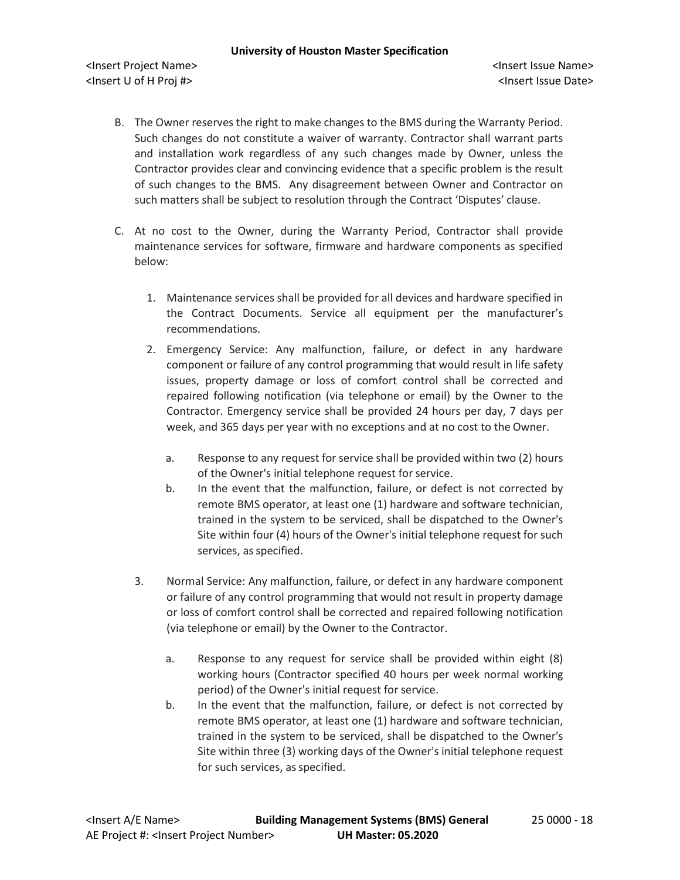B. The Owner reserves the right to make changes to the BMS during the Warranty Period. Such changes do not constitute a waiver of warranty. Contractor shall warrant parts and installation work regardless of any such changes made by Owner, unless the Contractor provides clear and convincing evidence that a specific problem is the result of such changes to the BMS. Any disagreement between Owner and Contractor on such matters shall be subject to resolution through the Contract 'Disputes' clause.

C. At no cost to the Owner, during the Warranty Period, Contractor shall provide maintenance services for software, firmware and hardware components as specified below:

1. Maintenance services shall be provided for all devices and hardware specified in the Contract Documents. Service all equipment per the manufacturer's recommendations.

2. Emergency Service: Any malfunction, failure, or defect in any hardware component or failure of any control programming that would result in life safety issues, property damage or loss of comfort control shall be corrected and repaired following notification (via telephone or email) by the Owner to the Contractor. Emergency service shall be provided 24 hours per day, 7 days per week, and 365 days per year with no exceptions and at no cost to the Owner.

    a. Response to any request for service shall be provided within two (2) hours of the Owner's initial telephone request for service.

    b. In the event that the malfunction, failure, or defect is not corrected by remote BMS operator, at least one (1) hardware and software technician, trained in the system to be serviced, shall be dispatched to the Owner's Site within four (4) hours of the Owner's initial telephone request for such services, as specified.

3. Normal Service: Any malfunction, failure, or defect in any hardware component or failure of any control programming that would not result in property damage or loss of comfort control shall be corrected and repaired following notification (via telephone or email) by the Owner to the Contractor.

    a. Response to any request for service shall be provided within eight (8) working hours (Contractor specified 40 hours per week normal working period) of the Owner's initial request for service.

    b. In the event that the malfunction, failure, or defect is not corrected by remote BMS operator, at least one (1) hardware and software technician, trained in the system to be serviced, shall be dispatched to the Owner's Site within three (3) working days of the Owner's initial telephone request for such services, as specified.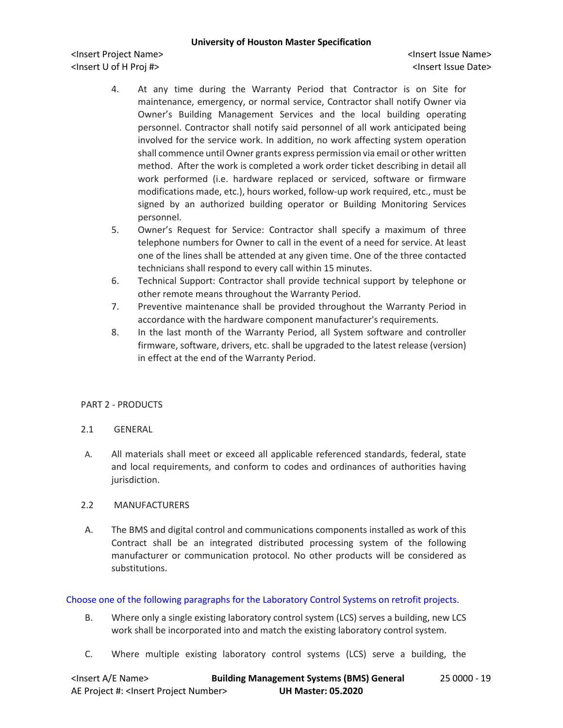4. At any time during the Warranty Period that Contractor is on Site for maintenance, emergency, or normal service, Contractor shall notify Owner via Owner's Building Management Services and the local building operating personnel. Contractor shall notify said personnel of all work anticipated being involved for the service work. In addition, no work affecting system operation shall commence until Owner grants express permission via email or other written method. After the work is completed a work order ticket describing in detail all work performed (i.e. hardware replaced or serviced, software or firmware modifications made, etc.), hours worked, follow-up work required, etc., must be signed by an authorized building operator or Building Monitoring Services personnel.
5. Owner's Request for Service: Contractor shall specify a maximum of three telephone numbers for Owner to call in the event of a need for service. At least one of the lines shall be attended at any given time. One of the three contacted technicians shall respond to every call within 15 minutes.
6. Technical Support: Contractor shall provide technical support by telephone or other remote means throughout the Warranty Period.
7. Preventive maintenance shall be provided throughout the Warranty Period in accordance with the hardware component manufacturer's requirements.
8. In the last month of the Warranty Period, all System software and controller firmware, software, drivers, etc. shall be upgraded to the latest release (version) in effect at the end of the Warranty Period.

## PART 2 - PRODUCTS

### 2.1 GENERAL

A. All materials shall meet or exceed all applicable referenced standards, federal, state and local requirements, and conform to codes and ordinances of authorities having jurisdiction.

### 2.2 MANUFACTURERS

A. The BMS and digital control and communications components installed as work of this Contract shall be an integrated distributed processing system of the following manufacturer or communication protocol. No other products will be considered as substitutions.

Choose one of the following paragraphs for the Laboratory Control Systems on retrofit projects.

B. Where only a single existing laboratory control system (LCS) serves a building, new LCS work shall be incorporated into and match the existing laboratory control system.

C. Where multiple existing laboratory control systems (LCS) serve a building, the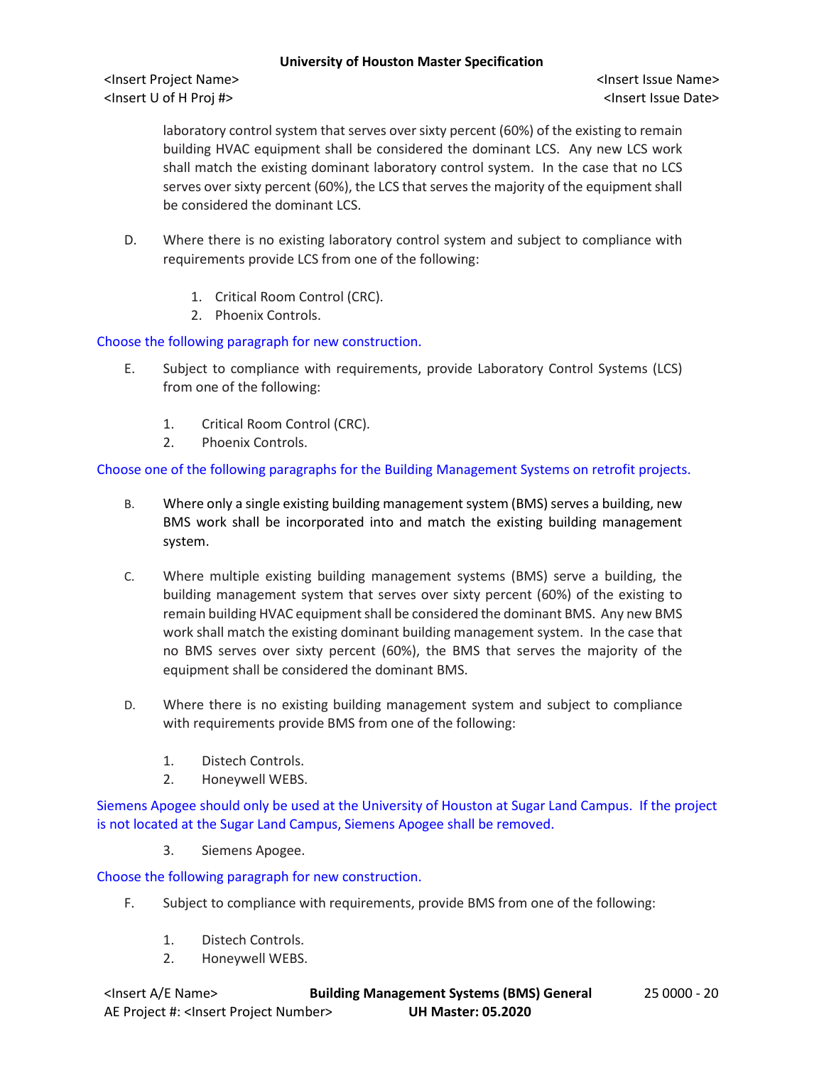laboratory control system that serves over sixty percent (60%) of the existing to remain building HVAC equipment shall be considered the dominant LCS. Any new LCS work shall match the existing dominant laboratory control system. In the case that no LCS serves over sixty percent (60%), the LCS that serves the majority of the equipment shall be considered the dominant LCS.

D. Where there is no existing laboratory control system and subject to compliance with requirements provide LCS from one of the following:

   1. Critical Room Control (CRC).
   2. Phoenix Controls.

Choose the following paragraph for new construction.

E. Subject to compliance with requirements, provide Laboratory Control Systems (LCS) from one of the following:

   1. Critical Room Control (CRC).
   2. Phoenix Controls.

Choose one of the following paragraphs for the Building Management Systems on retrofit projects.

B. Where only a single existing building management system (BMS) serves a building, new BMS work shall be incorporated into and match the existing building management system.

C. Where multiple existing building management systems (BMS) serve a building, the building management system that serves over sixty percent (60%) of the existing to remain building HVAC equipment shall be considered the dominant BMS. Any new BMS work shall match the existing dominant building management system. In the case that no BMS serves over sixty percent (60%), the BMS that serves the majority of the equipment shall be considered the dominant BMS.

D. Where there is no existing building management system and subject to compliance with requirements provide BMS from one of the following:

   1. Distech Controls.
   2. Honeywell WEBS.

Siemens Apogee should only be used at the University of Houston at Sugar Land Campus. If the project is not located at the Sugar Land Campus, Siemens Apogee shall be removed.

   3. Siemens Apogee.

Choose the following paragraph for new construction.

F. Subject to compliance with requirements, provide BMS from one of the following:

   1. Distech Controls.
   2. Honeywell WEBS.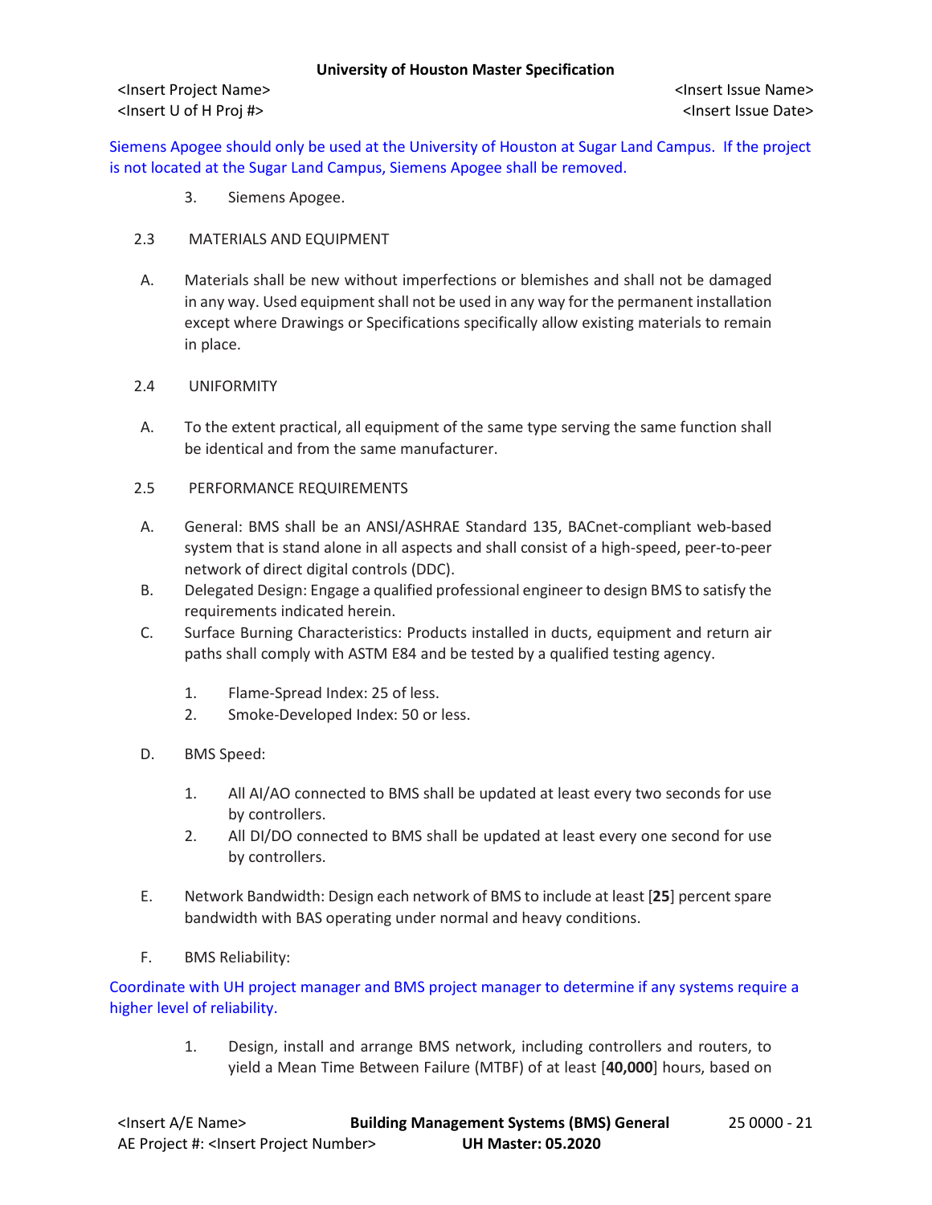Siemens Apogee should only be used at the University of Houston at Sugar Land Campus. If the project is not located at the Sugar Land Campus, Siemens Apogee shall be removed.

3. Siemens Apogee.

## 2.3 MATERIALS AND EQUIPMENT

A. Materials shall be new without imperfections or blemishes and shall not be damaged in any way. Used equipment shall not be used in any way for the permanent installation except where Drawings or Specifications specifically allow existing materials to remain in place.

## 2.4 UNIFORMITY

A. To the extent practical, all equipment of the same type serving the same function shall be identical and from the same manufacturer.

## 2.5 PERFORMANCE REQUIREMENTS

A. General: BMS shall be an ANSI/ASHRAE Standard 135, BACnet-compliant web-based system that is stand alone in all aspects and shall consist of a high-speed, peer-to-peer network of direct digital controls (DDC).

B. Delegated Design: Engage a qualified professional engineer to design BMS to satisfy the requirements indicated herein.

C. Surface Burning Characteristics: Products installed in ducts, equipment and return air paths shall comply with ASTM E84 and be tested by a qualified testing agency.

1. Flame-Spread Index: 25 of less.
2. Smoke-Developed Index: 50 or less.

D. BMS Speed:

1. All AI/AO connected to BMS shall be updated at least every two seconds for use by controllers.
2. All DI/DO connected to BMS shall be updated at least every one second for use by controllers.

E. Network Bandwidth: Design each network of BMS to include at least [**25**] percent spare bandwidth with BAS operating under normal and heavy conditions.

F. BMS Reliability:

Coordinate with UH project manager and BMS project manager to determine if any systems require a higher level of reliability.

1. Design, install and arrange BMS network, including controllers and routers, to yield a Mean Time Between Failure (MTBF) of at least [**40,000**] hours, based on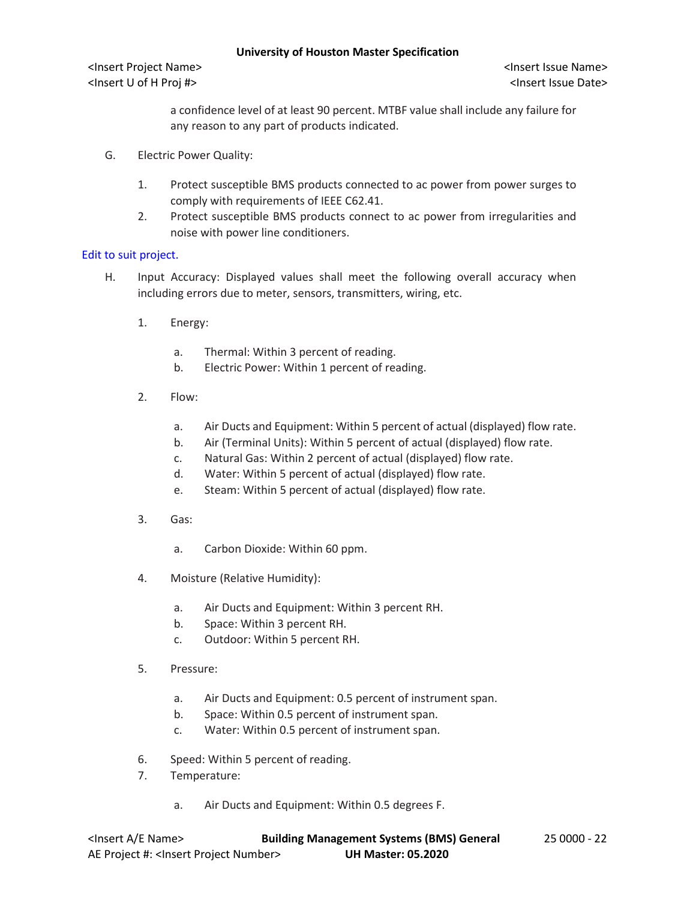a confidence level of at least 90 percent. MTBF value shall include any failure for any reason to any part of products indicated.

G. Electric Power Quality:

1. Protect susceptible BMS products connected to ac power from power surges to comply with requirements of IEEE C62.41.
2. Protect susceptible BMS products connect to ac power from irregularities and noise with power line conditioners.

Edit to suit project.

H. Input Accuracy: Displayed values shall meet the following overall accuracy when including errors due to meter, sensors, transmitters, wiring, etc.

1. Energy:

   a. Thermal: Within 3 percent of reading.
   b. Electric Power: Within 1 percent of reading.

2. Flow:

   a. Air Ducts and Equipment: Within 5 percent of actual (displayed) flow rate.
   b. Air (Terminal Units): Within 5 percent of actual (displayed) flow rate.
   c. Natural Gas: Within 2 percent of actual (displayed) flow rate.
   d. Water: Within 5 percent of actual (displayed) flow rate.
   e. Steam: Within 5 percent of actual (displayed) flow rate.

3. Gas:

   a. Carbon Dioxide: Within 60 ppm.

4. Moisture (Relative Humidity):

   a. Air Ducts and Equipment: Within 3 percent RH.
   b. Space: Within 3 percent RH.
   c. Outdoor: Within 5 percent RH.

5. Pressure:

   a. Air Ducts and Equipment: 0.5 percent of instrument span.
   b. Space: Within 0.5 percent of instrument span.
   c. Water: Within 0.5 percent of instrument span.

6. Speed: Within 5 percent of reading.
7. Temperature:

   a. Air Ducts and Equipment: Within 0.5 degrees F.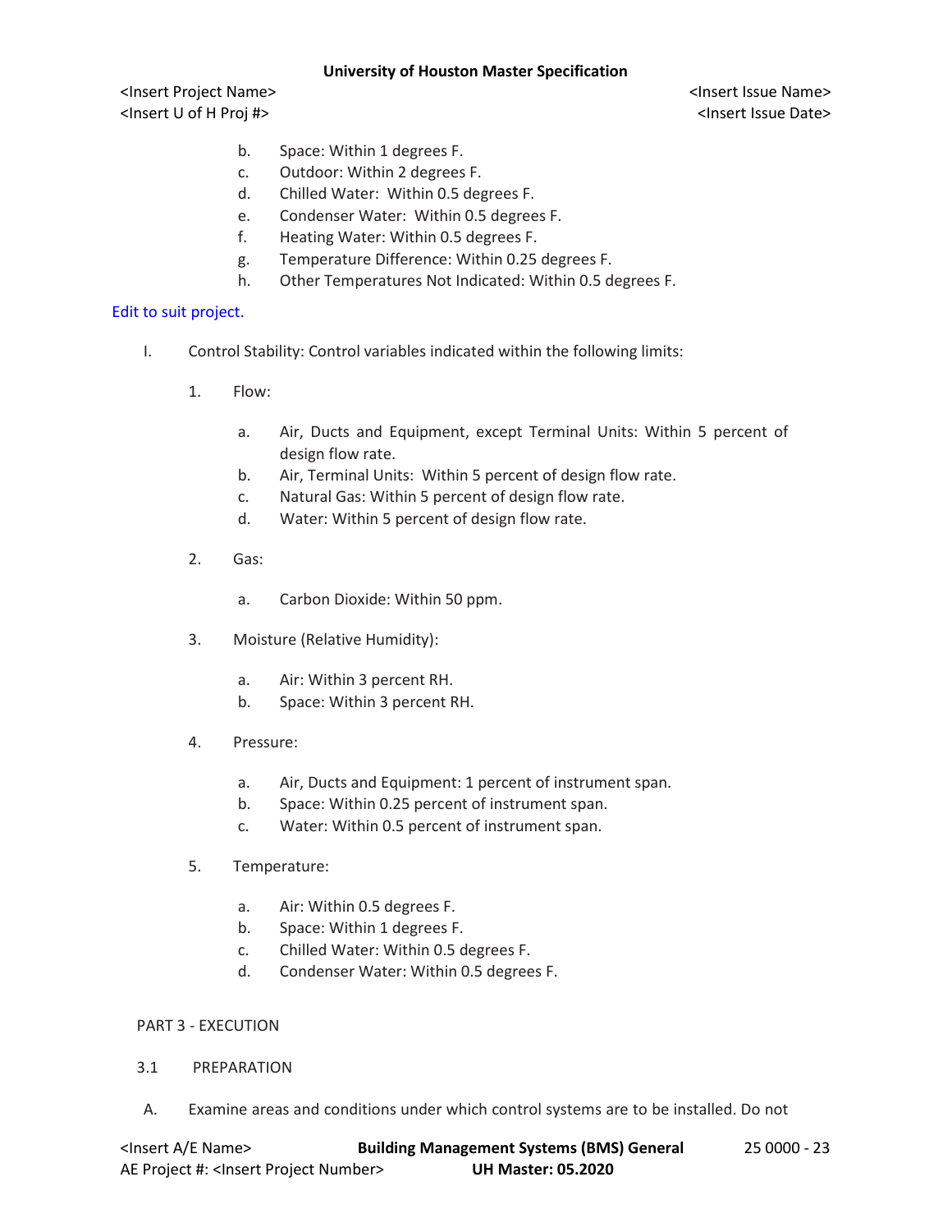b. Space: Within 1 degrees F.
c. Outdoor: Within 2 degrees F.
d. Chilled Water: Within 0.5 degrees F.
e. Condenser Water: Within 0.5 degrees F.
f. Heating Water: Within 0.5 degrees F.
g. Temperature Difference: Within 0.25 degrees F.
h. Other Temperatures Not Indicated: Within 0.5 degrees F.

Edit to suit project.

I. Control Stability: Control variables indicated within the following limits:

1. Flow:

   a. Air, Ducts and Equipment, except Terminal Units: Within 5 percent of design flow rate.
   b. Air, Terminal Units: Within 5 percent of design flow rate.
   c. Natural Gas: Within 5 percent of design flow rate.
   d. Water: Within 5 percent of design flow rate.

2. Gas:

   a. Carbon Dioxide: Within 50 ppm.

3. Moisture (Relative Humidity):

   a. Air: Within 3 percent RH.
   b. Space: Within 3 percent RH.

4. Pressure:

   a. Air, Ducts and Equipment: 1 percent of instrument span.
   b. Space: Within 0.25 percent of instrument span.
   c. Water: Within 0.5 percent of instrument span.

5. Temperature:

   a. Air: Within 0.5 degrees F.
   b. Space: Within 1 degrees F.
   c. Chilled Water: Within 0.5 degrees F.
   d. Condenser Water: Within 0.5 degrees F.

## PART 3 - EXECUTION

### 3.1 PREPARATION

A. Examine areas and conditions under which control systems are to be installed. Do not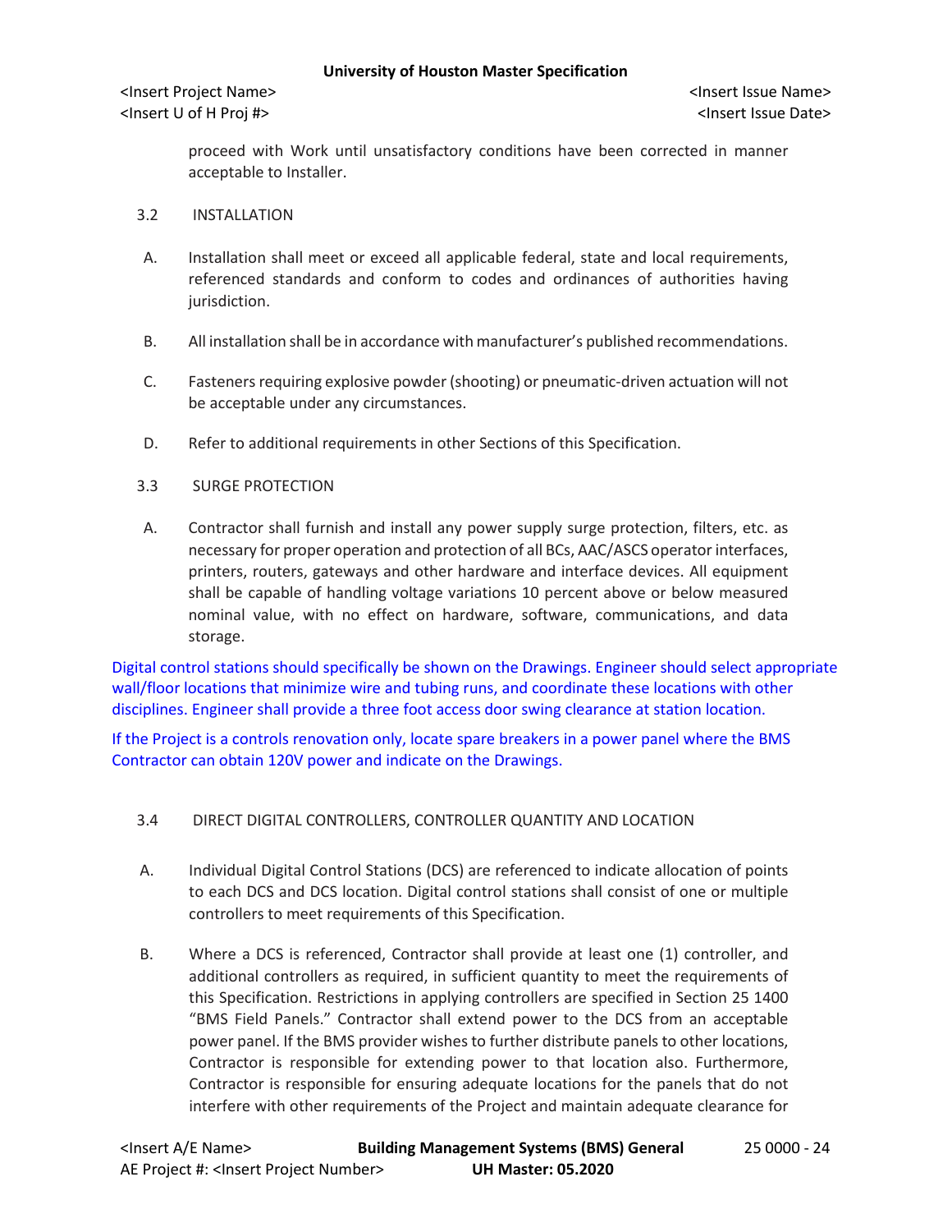proceed with Work until unsatisfactory conditions have been corrected in manner acceptable to Installer.

3.2 INSTALLATION

A. Installation shall meet or exceed all applicable federal, state and local requirements, referenced standards and conform to codes and ordinances of authorities having jurisdiction.

B. All installation shall be in accordance with manufacturer's published recommendations.

C. Fasteners requiring explosive powder (shooting) or pneumatic-driven actuation will not be acceptable under any circumstances.

D. Refer to additional requirements in other Sections of this Specification.

3.3 SURGE PROTECTION

A. Contractor shall furnish and install any power supply surge protection, filters, etc. as necessary for proper operation and protection of all BCs, AAC/ASCS operator interfaces, printers, routers, gateways and other hardware and interface devices. All equipment shall be capable of handling voltage variations 10 percent above or below measured nominal value, with no effect on hardware, software, communications, and data storage.

Digital control stations should specifically be shown on the Drawings. Engineer should select appropriate wall/floor locations that minimize wire and tubing runs, and coordinate these locations with other disciplines. Engineer shall provide a three foot access door swing clearance at station location.

If the Project is a controls renovation only, locate spare breakers in a power panel where the BMS Contractor can obtain 120V power and indicate on the Drawings.

3.4 DIRECT DIGITAL CONTROLLERS, CONTROLLER QUANTITY AND LOCATION

A. Individual Digital Control Stations (DCS) are referenced to indicate allocation of points to each DCS and DCS location. Digital control stations shall consist of one or multiple controllers to meet requirements of this Specification.

B. Where a DCS is referenced, Contractor shall provide at least one (1) controller, and additional controllers as required, in sufficient quantity to meet the requirements of this Specification. Restrictions in applying controllers are specified in Section 25 1400 "BMS Field Panels." Contractor shall extend power to the DCS from an acceptable power panel. If the BMS provider wishes to further distribute panels to other locations, Contractor is responsible for extending power to that location also. Furthermore, Contractor is responsible for ensuring adequate locations for the panels that do not interfere with other requirements of the Project and maintain adequate clearance for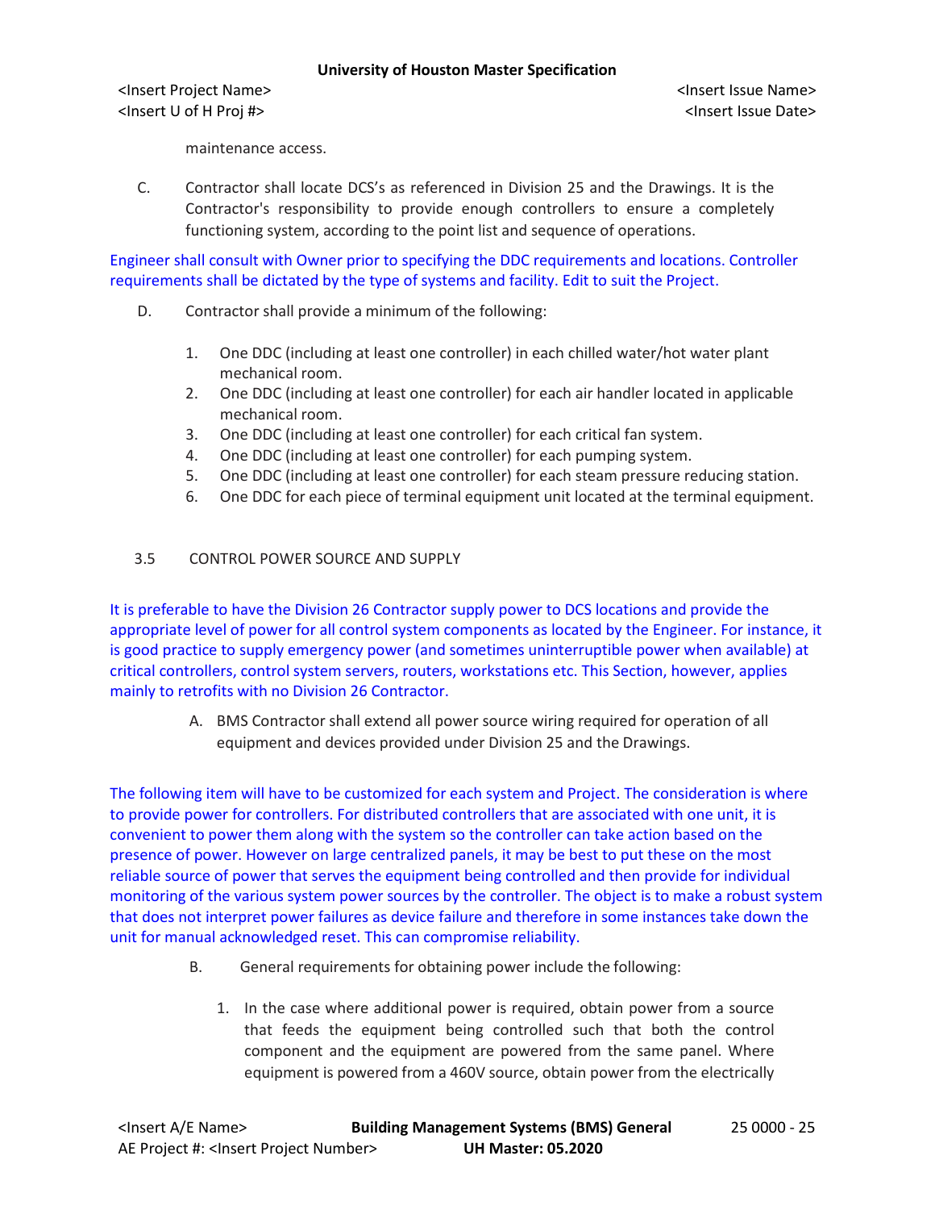maintenance access.

C. Contractor shall locate DCS's as referenced in Division 25 and the Drawings. It is the Contractor's responsibility to provide enough controllers to ensure a completely functioning system, according to the point list and sequence of operations.

Engineer shall consult with Owner prior to specifying the DDC requirements and locations. Controller requirements shall be dictated by the type of systems and facility. Edit to suit the Project.

D. Contractor shall provide a minimum of the following:

1. One DDC (including at least one controller) in each chilled water/hot water plant mechanical room.
2. One DDC (including at least one controller) for each air handler located in applicable mechanical room.
3. One DDC (including at least one controller) for each critical fan system.
4. One DDC (including at least one controller) for each pumping system.
5. One DDC (including at least one controller) for each steam pressure reducing station.
6. One DDC for each piece of terminal equipment unit located at the terminal equipment.

## 3.5 CONTROL POWER SOURCE AND SUPPLY

It is preferable to have the Division 26 Contractor supply power to DCS locations and provide the appropriate level of power for all control system components as located by the Engineer. For instance, it is good practice to supply emergency power (and sometimes uninterruptible power when available) at critical controllers, control system servers, routers, workstations etc. This Section, however, applies mainly to retrofits with no Division 26 Contractor.

A. BMS Contractor shall extend all power source wiring required for operation of all equipment and devices provided under Division 25 and the Drawings.

The following item will have to be customized for each system and Project. The consideration is where to provide power for controllers. For distributed controllers that are associated with one unit, it is convenient to power them along with the system so the controller can take action based on the presence of power. However on large centralized panels, it may be best to put these on the most reliable source of power that serves the equipment being controlled and then provide for individual monitoring of the various system power sources by the controller. The object is to make a robust system that does not interpret power failures as device failure and therefore in some instances take down the unit for manual acknowledged reset. This can compromise reliability.

B. General requirements for obtaining power include the following:

1. In the case where additional power is required, obtain power from a source that feeds the equipment being controlled such that both the control component and the equipment are powered from the same panel. Where equipment is powered from a 460V source, obtain power from the electrically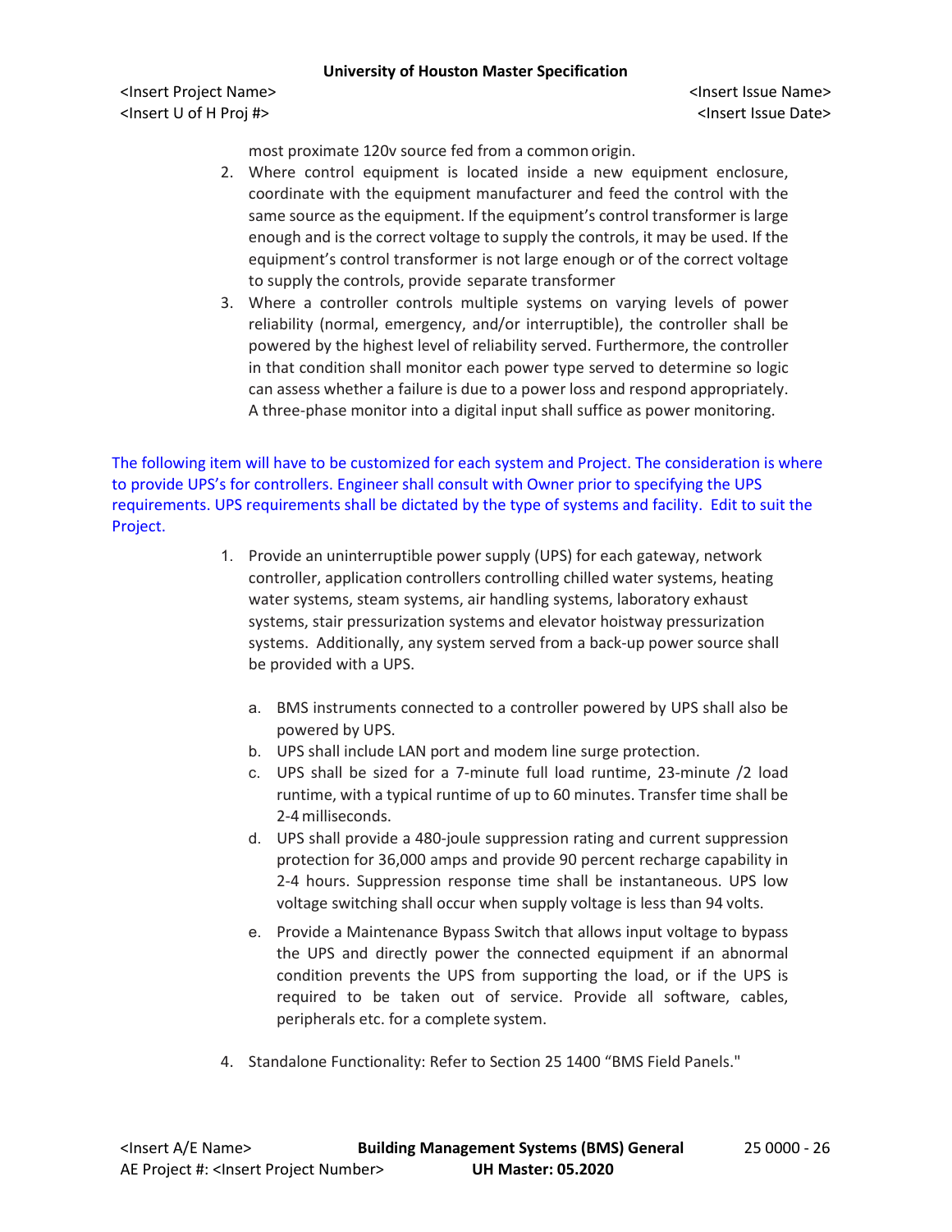most proximate 120v source fed from a common origin.

2. Where control equipment is located inside a new equipment enclosure, coordinate with the equipment manufacturer and feed the control with the same source as the equipment. If the equipment's control transformer is large enough and is the correct voltage to supply the controls, it may be used. If the equipment's control transformer is not large enough or of the correct voltage to supply the controls, provide separate transformer
3. Where a controller controls multiple systems on varying levels of power reliability (normal, emergency, and/or interruptible), the controller shall be powered by the highest level of reliability served. Furthermore, the controller in that condition shall monitor each power type served to determine so logic can assess whether a failure is due to a power loss and respond appropriately. A three-phase monitor into a digital input shall suffice as power monitoring.

The following item will have to be customized for each system and Project. The consideration is where to provide UPS's for controllers. Engineer shall consult with Owner prior to specifying the UPS requirements. UPS requirements shall be dictated by the type of systems and facility. Edit to suit the Project.

1. Provide an uninterruptible power supply (UPS) for each gateway, network controller, application controllers controlling chilled water systems, heating water systems, steam systems, air handling systems, laboratory exhaust systems, stair pressurization systems and elevator hoistway pressurization systems. Additionally, any system served from a back-up power source shall be provided with a UPS.

   a. BMS instruments connected to a controller powered by UPS shall also be powered by UPS.
   b. UPS shall include LAN port and modem line surge protection.
   c. UPS shall be sized for a 7-minute full load runtime, 23-minute /2 load runtime, with a typical runtime of up to 60 minutes. Transfer time shall be 2-4 milliseconds.
   d. UPS shall provide a 480-joule suppression rating and current suppression protection for 36,000 amps and provide 90 percent recharge capability in 2-4 hours. Suppression response time shall be instantaneous. UPS low voltage switching shall occur when supply voltage is less than 94 volts.
   e. Provide a Maintenance Bypass Switch that allows input voltage to bypass the UPS and directly power the connected equipment if an abnormal condition prevents the UPS from supporting the load, or if the UPS is required to be taken out of service. Provide all software, cables, peripherals etc. for a complete system.

4. Standalone Functionality: Refer to Section 25 1400 "BMS Field Panels."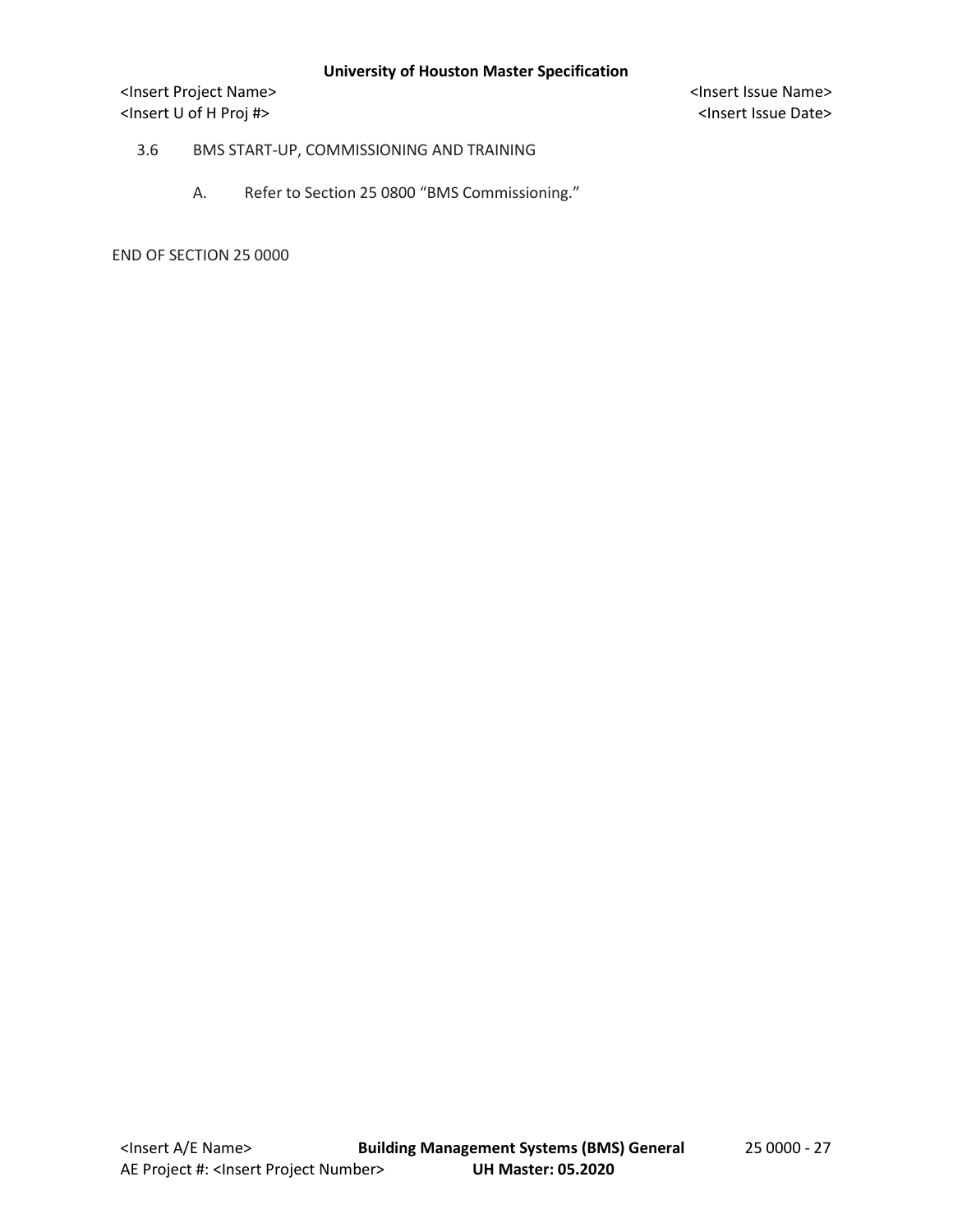3.6 BMS START-UP, COMMISSIONING AND TRAINING

A. Refer to Section 25 0800 "BMS Commissioning."

END OF SECTION 25 0000